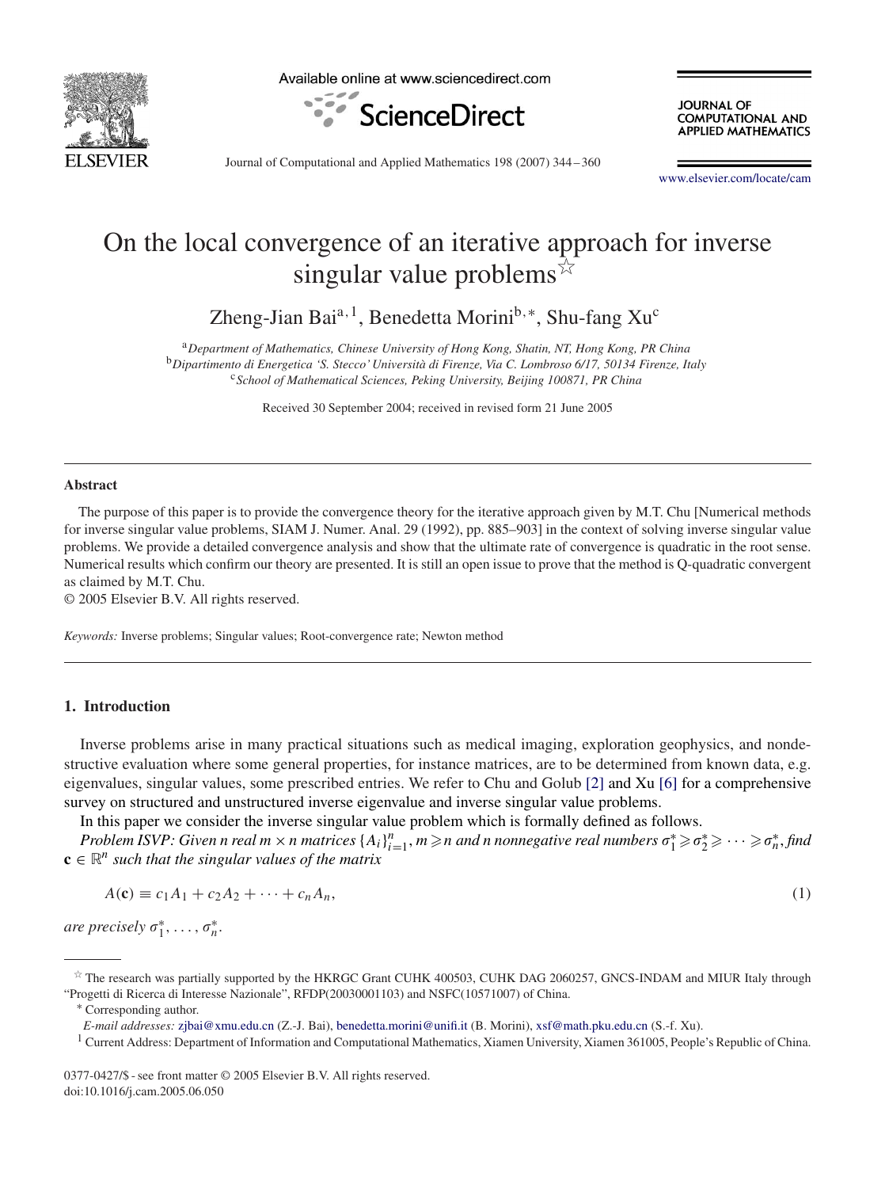# On the local convergence of an iterative approach for inverse singular value problems ☆

Zheng-Jian Bai[a,1], Benedetta Morini[b,*], Shu-fang Xu[c]

[a] *Department of Mathematics, Chinese University of Hong Kong, Shatin, NT, Hong Kong, PR China*
[b] *Dipartimento di Energetica 'S. Stecco' Università di Firenze, Via C. Lombroso 6/17, 50134 Firenze, Italy*
[c] *School of Mathematical Sciences, Peking University, Beijing 100871, PR China*

Received 30 September 2004; received in revised form 21 June 2005

## Abstract

The purpose of this paper is to provide the convergence theory for the iterative approach given by M.T. Chu [Numerical methods for inverse singular value problems, SIAM J. Numer. Anal. 29 (1992), pp. 885–903] in the context of solving inverse singular value problems. We provide a detailed convergence analysis and show that the ultimate rate of convergence is quadratic in the root sense. Numerical results which confirm our theory are presented. It is still an open issue to prove that the method is Q-quadratic convergent as claimed by M.T. Chu.

© 2005 Elsevier B.V. All rights reserved.

*Keywords:* Inverse problems; Singular values; Root-convergence rate; Newton method

## 1. Introduction

Inverse problems arise in many practical situations such as medical imaging, exploration geophysics, and nondestructive evaluation where some general properties, for instance matrices, are to be determined from known data, e.g. eigenvalues, singular values, some prescribed entries. We refer to Chu and Golub [2] and Xu [6] for a comprehensive survey on structured and unstructured inverse eigenvalue and inverse singular value problems.

In this paper we consider the inverse singular value problem which is formally defined as follows.

*Problem ISVP: Given n real $m \times n$ matrices $\{A_i\}_{i=1}^n$, $m \geqslant n$ and n nonnegative real numbers $\sigma_1^* \geqslant \sigma_2^* \geqslant \cdots \geqslant \sigma_n^*$, find $\mathbf{c} \in \mathbb{R}^n$ such that the singular values of the matrix*

$$A(\mathbf{c}) \equiv c_1 A_1 + c_2 A_2 + \cdots + c_n A_n, \tag{1}$$

*are precisely $\sigma_1^*, \ldots, \sigma_n^*$.*

---

☆ The research was partially supported by the HKRGC Grant CUHK 400503, CUHK DAG 2060257, GNCS-INDAM and MIUR Italy through "Progetti di Ricerca di Interesse Nazionale", RFDP(20030001103) and NSFC(10571007) of China.

\* Corresponding author.

*E-mail addresses:* zjbai@xmu.edu.cn (Z.-J. Bai), benedetta.morini@unifi.it (B. Morini), xsf@math.pku.edu.cn (S.-f. Xu).

[1] Current Address: Department of Information and Computational Mathematics, Xiamen University, Xiamen 361005, People's Republic of China.

0377-0427/$ - see front matter © 2005 Elsevier B.V. All rights reserved.
doi:10.1016/j.cam.2005.06.050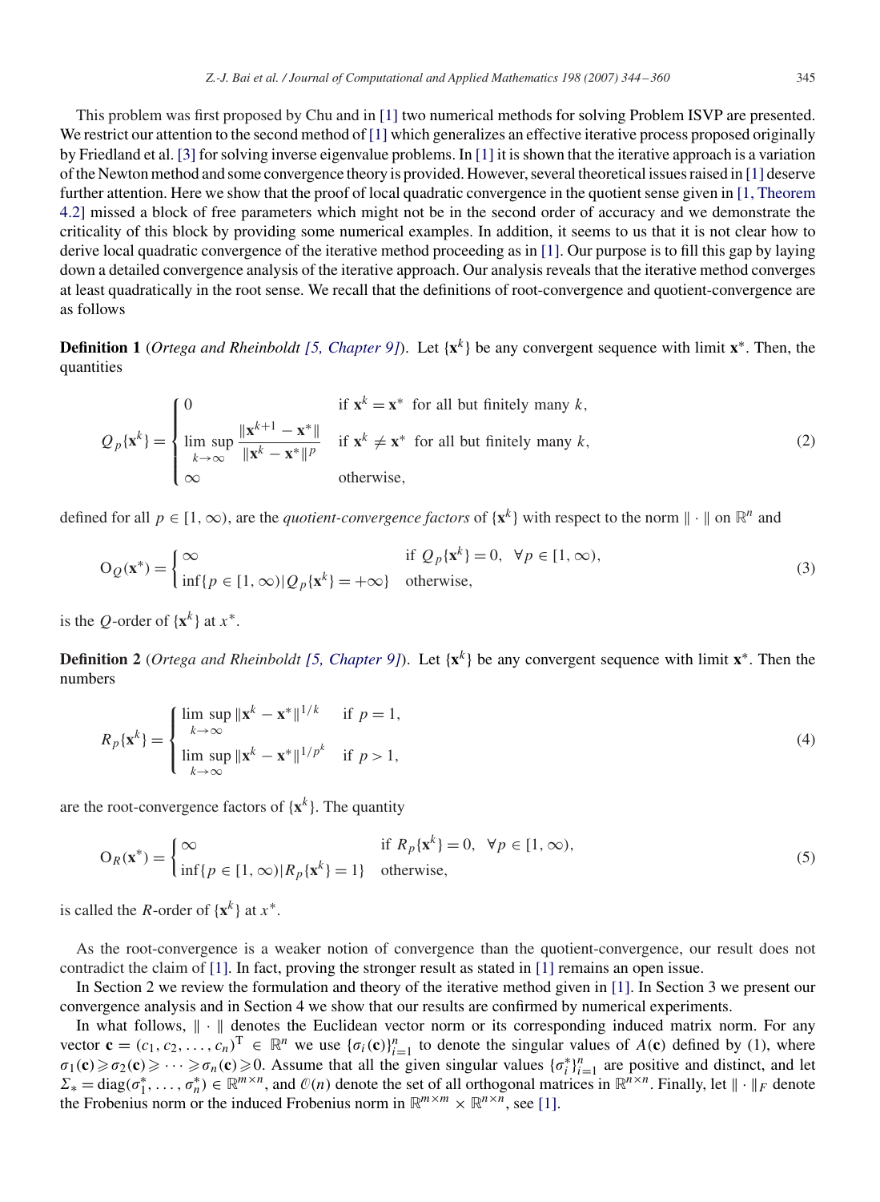This problem was first proposed by Chu and in [1] two numerical methods for solving Problem ISVP are presented. We restrict our attention to the second method of [1] which generalizes an effective iterative process proposed originally by Friedland et al. [3] for solving inverse eigenvalue problems. In [1] it is shown that the iterative approach is a variation of the Newton method and some convergence theory is provided. However, several theoretical issues raised in [1] deserve further attention. Here we show that the proof of local quadratic convergence in the quotient sense given in [1, Theorem 4.2] missed a block of free parameters which might not be in the second order of accuracy and we demonstrate the criticality of this block by providing some numerical examples. In addition, it seems to us that it is not clear how to derive local quadratic convergence of the iterative method proceeding as in [1]. Our purpose is to fill this gap by laying down a detailed convergence analysis of the iterative approach. Our analysis reveals that the iterative method converges at least quadratically in the root sense. We recall that the definitions of root-convergence and quotient-convergence are as follows

**Definition 1** (*Ortega and Rheinboldt [5, Chapter 9]*). Let $\{\mathbf{x}^k\}$ be any convergent sequence with limit $\mathbf{x}^*$. Then, the quantities

$$
Q_p\{\mathbf{x}^k\} = \begin{cases} 0 & \text{if } \mathbf{x}^k = \mathbf{x}^* \text{ for all but finitely many } k, \\ \limsup\limits_{k\to\infty} \dfrac{\|\mathbf{x}^{k+1} - \mathbf{x}^*\|}{\|\mathbf{x}^k - \mathbf{x}^*\|^p} & \text{if } \mathbf{x}^k \neq \mathbf{x}^* \text{ for all but finitely many } k, \\ \infty & \text{otherwise,} \end{cases} \tag{2}
$$

defined for all $p \in [1, \infty)$, are the *quotient-convergence factors* of $\{\mathbf{x}^k\}$ with respect to the norm $\|\cdot\|$ on $\mathbb{R}^n$ and

$$
\mathrm{O}_Q(\mathbf{x}^*) = \begin{cases} \infty & \text{if } Q_p\{\mathbf{x}^k\} = 0, \ \ \forall p \in [1, \infty), \\ \inf\{p \in [1, \infty) | Q_p\{\mathbf{x}^k\} = +\infty\} & \text{otherwise,} \end{cases} \tag{3}
$$

is the $Q$-order of $\{\mathbf{x}^k\}$ at $x^*$.

**Definition 2** (*Ortega and Rheinboldt [5, Chapter 9]*). Let $\{\mathbf{x}^k\}$ be any convergent sequence with limit $\mathbf{x}^*$. Then the numbers

$$
R_p\{\mathbf{x}^k\} = \begin{cases} \limsup\limits_{k\to\infty} \|\mathbf{x}^k - \mathbf{x}^*\|^{1/k} & \text{if } p = 1, \\ \limsup\limits_{k\to\infty} \|\mathbf{x}^k - \mathbf{x}^*\|^{1/p^k} & \text{if } p > 1, \end{cases} \tag{4}
$$

are the root-convergence factors of $\{\mathbf{x}^k\}$. The quantity

$$
\mathrm{O}_R(\mathbf{x}^*) = \begin{cases} \infty & \text{if } R_p\{\mathbf{x}^k\} = 0, \ \ \forall p \in [1, \infty), \\ \inf\{p \in [1, \infty) | R_p\{\mathbf{x}^k\} = 1\} & \text{otherwise,} \end{cases} \tag{5}
$$

is called the $R$-order of $\{\mathbf{x}^k\}$ at $x^*$.

As the root-convergence is a weaker notion of convergence than the quotient-convergence, our result does not contradict the claim of [1]. In fact, proving the stronger result as stated in [1] remains an open issue.

In Section 2 we review the formulation and theory of the iterative method given in [1]. In Section 3 we present our convergence analysis and in Section 4 we show that our results are confirmed by numerical experiments.

In what follows, $\|\cdot\|$ denotes the Euclidean vector norm or its corresponding induced matrix norm. For any vector $\mathbf{c} = (c_1, c_2, \ldots, c_n)^{\mathrm{T}} \in \mathbb{R}^n$ we use $\{\sigma_i(\mathbf{c})\}_{i=1}^n$ to denote the singular values of $A(\mathbf{c})$ defined by (1), where $\sigma_1(\mathbf{c}) \geqslant \sigma_2(\mathbf{c}) \geqslant \cdots \geqslant \sigma_n(\mathbf{c}) \geqslant 0$. Assume that all the given singular values $\{\sigma_i^*\}_{i=1}^n$ are positive and distinct, and let $\Sigma_* = \mathrm{diag}(\sigma_1^*, \ldots, \sigma_n^*) \in \mathbb{R}^{m\times n}$, and $\mathcal{O}(n)$ denote the set of all orthogonal matrices in $\mathbb{R}^{n\times n}$. Finally, let $\|\cdot\|_F$ denote the Frobenius norm or the induced Frobenius norm in $\mathbb{R}^{m\times m} \times \mathbb{R}^{n\times n}$, see [1].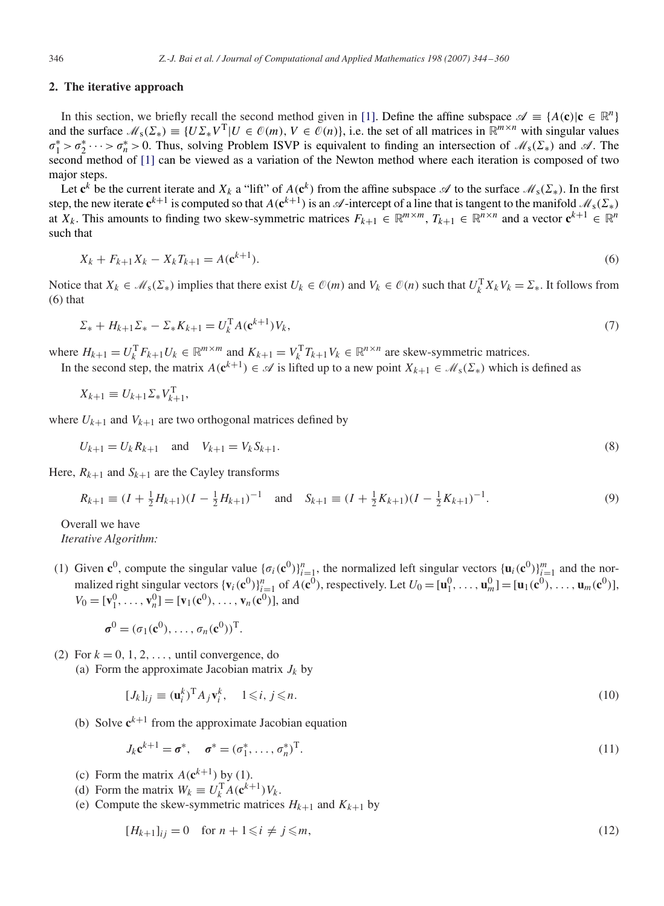## 2. The iterative approach

In this section, we briefly recall the second method given in [1]. Define the affine subspace $\mathscr{A} \equiv \{A(\mathbf{c}) | \mathbf{c} \in \mathbb{R}^n\}$ and the surface $\mathscr{M}_s(\Sigma_*) \equiv \{U\Sigma_* V^{\mathrm{T}} | U \in \mathcal{O}(m), V \in \mathcal{O}(n)\}$, i.e. the set of all matrices in $\mathbb{R}^{m\times n}$ with singular values $\sigma_1^* > \sigma_2^* \cdots > \sigma_n^* > 0$. Thus, solving Problem ISVP is equivalent to finding an intersection of $\mathscr{M}_s(\Sigma_*)$ and $\mathscr{A}$. The second method of [1] can be viewed as a variation of the Newton method where each iteration is composed of two major steps.

Let $\mathbf{c}^k$ be the current iterate and $X_k$ a "lift" of $A(\mathbf{c}^k)$ from the affine subspace $\mathscr{A}$ to the surface $\mathscr{M}_s(\Sigma_*)$. In the first step, the new iterate $\mathbf{c}^{k+1}$ is computed so that $A(\mathbf{c}^{k+1})$ is an $\mathscr{A}$-intercept of a line that is tangent to the manifold $\mathscr{M}_s(\Sigma_*)$ at $X_k$. This amounts to finding two skew-symmetric matrices $F_{k+1} \in \mathbb{R}^{m\times m}$, $T_{k+1} \in \mathbb{R}^{n\times n}$ and a vector $\mathbf{c}^{k+1} \in \mathbb{R}^n$ such that

$$X_k + F_{k+1}X_k - X_k T_{k+1} = A(\mathbf{c}^{k+1}). \tag{6}$$

Notice that $X_k \in \mathscr{M}_s(\Sigma_*)$ implies that there exist $U_k \in \mathcal{O}(m)$ and $V_k \in \mathcal{O}(n)$ such that $U_k^{\mathrm{T}} X_k V_k = \Sigma_*$. It follows from (6) that

$$\Sigma_* + H_{k+1}\Sigma_* - \Sigma_* K_{k+1} = U_k^{\mathrm{T}} A(\mathbf{c}^{k+1}) V_k, \tag{7}$$

where $H_{k+1} = U_k^{\mathrm{T}} F_{k+1} U_k \in \mathbb{R}^{m\times m}$ and $K_{k+1} = V_k^{\mathrm{T}} T_{k+1} V_k \in \mathbb{R}^{n\times n}$ are skew-symmetric matrices.

In the second step, the matrix $A(\mathbf{c}^{k+1}) \in \mathscr{A}$ is lifted up to a new point $X_{k+1} \in \mathscr{M}_s(\Sigma_*)$ which is defined as

$$X_{k+1} \equiv U_{k+1}\Sigma_* V_{k+1}^{\mathrm{T}},$$

where $U_{k+1}$ and $V_{k+1}$ are two orthogonal matrices defined by

$$U_{k+1} = U_k R_{k+1} \quad \text{and} \quad V_{k+1} = V_k S_{k+1}. \tag{8}$$

Here, $R_{k+1}$ and $S_{k+1}$ are the Cayley transforms

$$R_{k+1} \equiv (I + \tfrac{1}{2}H_{k+1})(I - \tfrac{1}{2}H_{k+1})^{-1} \quad \text{and} \quad S_{k+1} \equiv (I + \tfrac{1}{2}K_{k+1})(I - \tfrac{1}{2}K_{k+1})^{-1}. \tag{9}$$

Overall we have

*Iterative Algorithm:*

(1) Given $\mathbf{c}^0$, compute the singular value $\{\sigma_i(\mathbf{c}^0)\}_{i=1}^n$, the normalized left singular vectors $\{\mathbf{u}_i(\mathbf{c}^0)\}_{i=1}^m$ and the normalized right singular vectors $\{\mathbf{v}_i(\mathbf{c}^0)\}_{i=1}^n$ of $A(\mathbf{c}^0)$, respectively. Let $U_0 = [\mathbf{u}_1^0, \ldots, \mathbf{u}_m^0] = [\mathbf{u}_1(\mathbf{c}^0), \ldots, \mathbf{u}_m(\mathbf{c}^0)]$, $V_0 = [\mathbf{v}_1^0, \ldots, \mathbf{v}_n^0] = [\mathbf{v}_1(\mathbf{c}^0), \ldots, \mathbf{v}_n(\mathbf{c}^0)]$, and

$$\boldsymbol{\sigma}^0 = (\sigma_1(\mathbf{c}^0), \ldots, \sigma_n(\mathbf{c}^0))^{\mathrm{T}}.$$

(2) For $k = 0, 1, 2, \ldots,$ until convergence, do

(a) Form the approximate Jacobian matrix $J_k$ by

$$[J_k]_{ij} \equiv (\mathbf{u}_i^k)^{\mathrm{T}} A_j \mathbf{v}_i^k, \quad 1 \leqslant i, j \leqslant n. \tag{10}$$

(b) Solve $\mathbf{c}^{k+1}$ from the approximate Jacobian equation

$$J_k \mathbf{c}^{k+1} = \boldsymbol{\sigma}^*, \quad \boldsymbol{\sigma}^* = (\sigma_1^*, \ldots, \sigma_n^*)^{\mathrm{T}}. \tag{11}$$

(c) Form the matrix $A(\mathbf{c}^{k+1})$ by (1).

(d) Form the matrix $W_k \equiv U_k^{\mathrm{T}} A(\mathbf{c}^{k+1}) V_k$.

(e) Compute the skew-symmetric matrices $H_{k+1}$ and $K_{k+1}$ by

$$[H_{k+1}]_{ij} = 0 \quad \text{for } n+1 \leqslant i \neq j \leqslant m, \tag{12}$$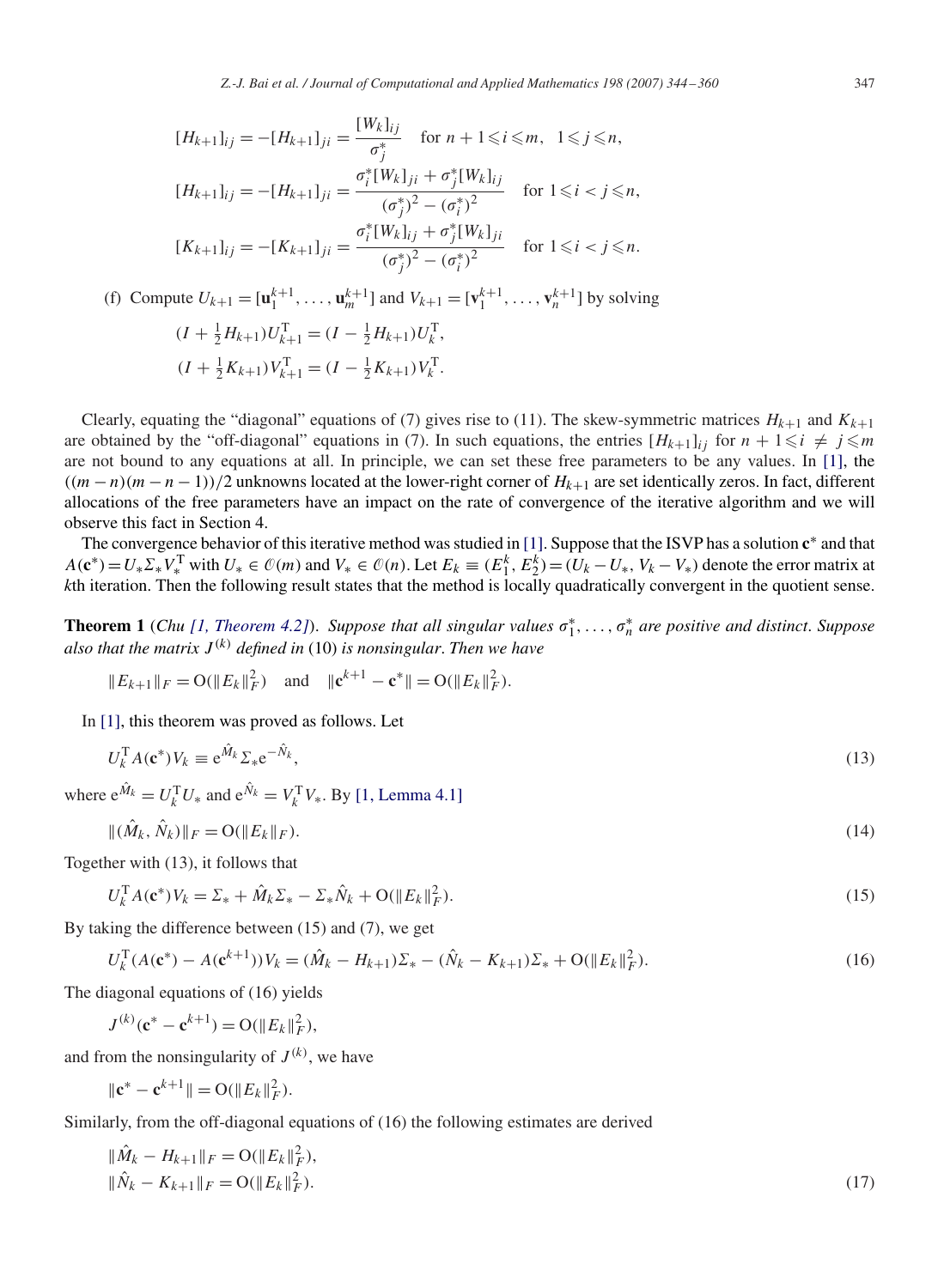$$[H_{k+1}]_{ij} = -[H_{k+1}]_{ji} = \frac{[W_k]_{ij}}{\sigma_j^*} \quad \text{for } n+1 \leqslant i \leqslant m, \quad 1 \leqslant j \leqslant n,$$

$$[H_{k+1}]_{ij} = -[H_{k+1}]_{ji} = \frac{\sigma_i^*[W_k]_{ji} + \sigma_j^*[W_k]_{ij}}{(\sigma_j^*)^2 - (\sigma_i^*)^2} \quad \text{for } 1 \leqslant i < j \leqslant n,$$

$$[K_{k+1}]_{ij} = -[K_{k+1}]_{ji} = \frac{\sigma_i^*[W_k]_{ij} + \sigma_j^*[W_k]_{ji}}{(\sigma_j^*)^2 - (\sigma_i^*)^2} \quad \text{for } 1 \leqslant i < j \leqslant n.$$

(f) Compute $U_{k+1} = [\mathbf{u}_1^{k+1}, \ldots, \mathbf{u}_m^{k+1}]$ and $V_{k+1} = [\mathbf{v}_1^{k+1}, \ldots, \mathbf{v}_n^{k+1}]$ by solving

$$(I + \tfrac{1}{2}H_{k+1})U_{k+1}^{\mathrm{T}} = (I - \tfrac{1}{2}H_{k+1})U_k^{\mathrm{T}},$$

$$(I + \tfrac{1}{2}K_{k+1})V_{k+1}^{\mathrm{T}} = (I - \tfrac{1}{2}K_{k+1})V_k^{\mathrm{T}}.$$

Clearly, equating the "diagonal" equations of (7) gives rise to (11). The skew-symmetric matrices $H_{k+1}$ and $K_{k+1}$ are obtained by the "off-diagonal" equations in (7). In such equations, the entries $[H_{k+1}]_{ij}$ for $n+1 \leqslant i \neq j \leqslant m$ are not bound to any equations at all. In principle, we can set these free parameters to be any values. In [1], the $((m-n)(m-n-1))/2$ unknowns located at the lower-right corner of $H_{k+1}$ are set identically zeros. In fact, different allocations of the free parameters have an impact on the rate of convergence of the iterative algorithm and we will observe this fact in Section 4.

The convergence behavior of this iterative method was studied in [1]. Suppose that the ISVP has a solution $\mathbf{c}^*$ and that $A(\mathbf{c}^*) = U_* \Sigma_* V_*^{\mathrm{T}}$ with $U_* \in \mathcal{O}(m)$ and $V_* \in \mathcal{O}(n)$. Let $E_k \equiv (E_1^k, E_2^k) = (U_k - U_*, V_k - V_*)$ denote the error matrix at $k$th iteration. Then the following result states that the method is locally quadratically convergent in the quotient sense.

**Theorem 1** (Chu [1, Theorem 4.2]). *Suppose that all singular values $\sigma_1^*, \ldots, \sigma_n^*$ are positive and distinct. Suppose also that the matrix $J^{(k)}$ defined in* (10) *is nonsingular. Then we have*

$$\|E_{k+1}\|_F = \mathrm{O}(\|E_k\|_F^2) \quad \text{and} \quad \|\mathbf{c}^{k+1} - \mathbf{c}^*\| = \mathrm{O}(\|E_k\|_F^2).$$

In [1], this theorem was proved as follows. Let

$$U_k^{\mathrm{T}} A(\mathbf{c}^*) V_k \equiv \mathrm{e}^{\hat{M}_k} \Sigma_* \mathrm{e}^{-\hat{N}_k}, \tag{13}$$

where $\mathrm{e}^{\hat{M}_k} = U_k^{\mathrm{T}} U_*$ and $\mathrm{e}^{\hat{N}_k} = V_k^{\mathrm{T}} V_*$. By [1, Lemma 4.1]

$$\|(\hat{M}_k, \hat{N}_k)\|_F = \mathrm{O}(\|E_k\|_F). \tag{14}$$

Together with (13), it follows that

$$U_k^{\mathrm{T}} A(\mathbf{c}^*) V_k = \Sigma_* + \hat{M}_k \Sigma_* - \Sigma_* \hat{N}_k + \mathrm{O}(\|E_k\|_F^2). \tag{15}$$

By taking the difference between (15) and (7), we get

$$U_k^{\mathrm{T}}(A(\mathbf{c}^*) - A(\mathbf{c}^{k+1}))V_k = (\hat{M}_k - H_{k+1})\Sigma_* - (\hat{N}_k - K_{k+1})\Sigma_* + \mathrm{O}(\|E_k\|_F^2). \tag{16}$$

The diagonal equations of (16) yields

$$J^{(k)}(\mathbf{c}^* - \mathbf{c}^{k+1}) = \mathrm{O}(\|E_k\|_F^2),$$

and from the nonsingularity of $J^{(k)}$, we have

$$\|\mathbf{c}^* - \mathbf{c}^{k+1}\| = \mathrm{O}(\|E_k\|_F^2).$$

Similarly, from the off-diagonal equations of (16) the following estimates are derived

$$\begin{aligned} \|\hat{M}_k - H_{k+1}\|_F &= \mathrm{O}(\|E_k\|_F^2), \\ \|\hat{N}_k - K_{k+1}\|_F &= \mathrm{O}(\|E_k\|_F^2). \end{aligned} \tag{17}$$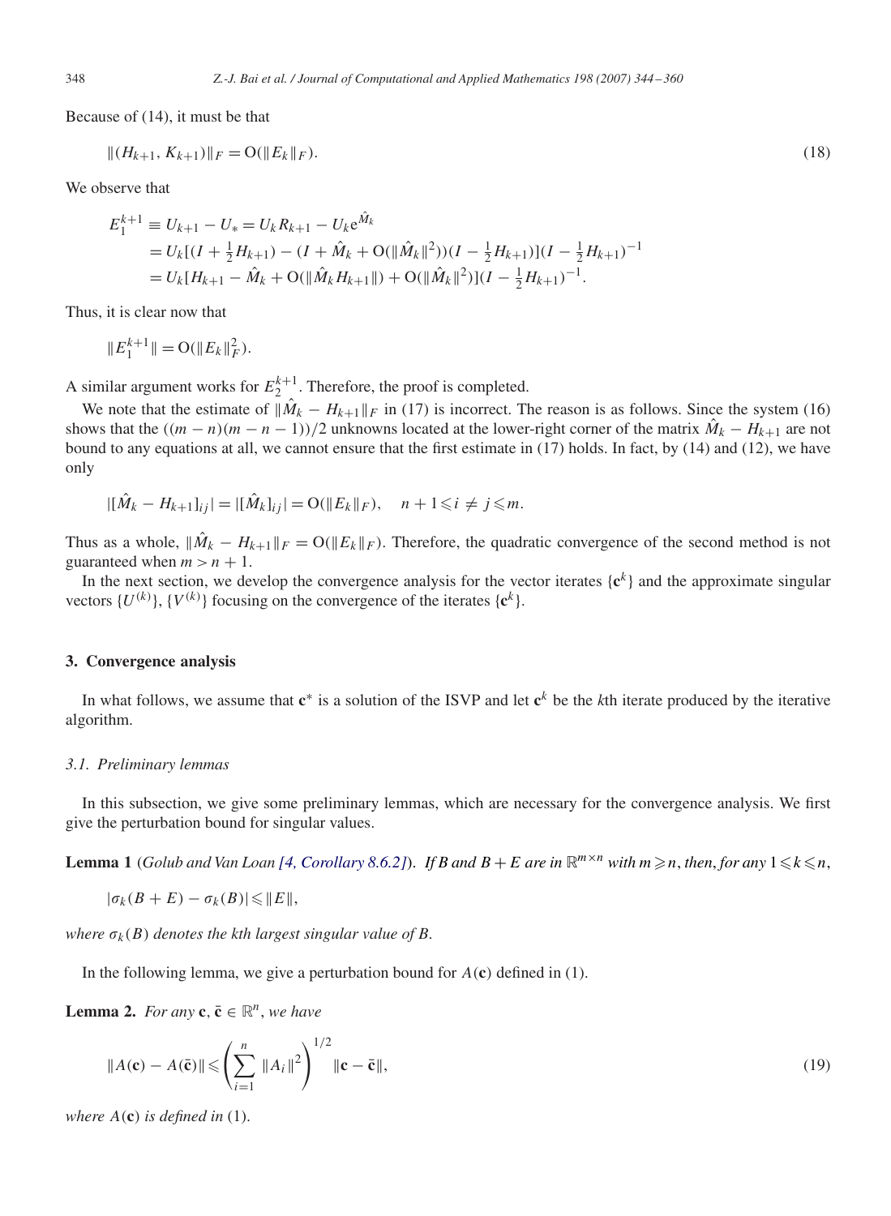Because of (14), it must be that

$$\|(H_{k+1}, K_{k+1})\|_F = \mathrm{O}(\|E_k\|_F). \tag{18}$$

We observe that

$$
\begin{aligned}
E_1^{k+1} &\equiv U_{k+1} - U_* = U_k R_{k+1} - U_k \mathrm{e}^{\hat{M}_k} \\
&= U_k[(I + \tfrac{1}{2}H_{k+1}) - (I + \hat{M}_k + \mathrm{O}(\|\hat{M}_k\|^2))(I - \tfrac{1}{2}H_{k+1})](I - \tfrac{1}{2}H_{k+1})^{-1} \\
&= U_k[H_{k+1} - \hat{M}_k + \mathrm{O}(\|\hat{M}_k H_{k+1}\|) + \mathrm{O}(\|\hat{M}_k\|^2)](I - \tfrac{1}{2}H_{k+1})^{-1}.
\end{aligned}
$$

Thus, it is clear now that

$$\|E_1^{k+1}\| = \mathrm{O}(\|E_k\|_F^2).$$

A similar argument works for $E_2^{k+1}$. Therefore, the proof is completed.

We note that the estimate of $\|\hat{M}_k - H_{k+1}\|_F$ in (17) is incorrect. The reason is as follows. Since the system (16) shows that the $((m-n)(m-n-1))/2$ unknowns located at the lower-right corner of the matrix $\hat{M}_k - H_{k+1}$ are not bound to any equations at all, we cannot ensure that the first estimate in (17) holds. In fact, by (14) and (12), we have only

$$|[\hat{M}_k - H_{k+1}]_{ij}| = |[\hat{M}_k]_{ij}| = \mathrm{O}(\|E_k\|_F), \quad n+1 \leqslant i \neq j \leqslant m.$$

Thus as a whole, $\|\hat{M}_k - H_{k+1}\|_F = \mathrm{O}(\|E_k\|_F)$. Therefore, the quadratic convergence of the second method is not guaranteed when $m > n+1$.

In the next section, we develop the convergence analysis for the vector iterates $\{\mathbf{c}^k\}$ and the approximate singular vectors $\{U^{(k)}\}$, $\{V^{(k)}\}$ focusing on the convergence of the iterates $\{\mathbf{c}^k\}$.

## 3. Convergence analysis

In what follows, we assume that $\mathbf{c}^*$ is a solution of the ISVP and let $\mathbf{c}^k$ be the $k$th iterate produced by the iterative algorithm.

### 3.1. Preliminary lemmas

In this subsection, we give some preliminary lemmas, which are necessary for the convergence analysis. We first give the perturbation bound for singular values.

**Lemma 1** (*Golub and Van Loan [4, Corollary 8.6.2]*). *If $B$ and $B+E$ are in $\mathbb{R}^{m\times n}$ with $m \geqslant n$, then, for any $1 \leqslant k \leqslant n$,*

$$|\sigma_k(B+E) - \sigma_k(B)| \leqslant \|E\|,$$

*where $\sigma_k(B)$ denotes the kth largest singular value of $B$.*

In the following lemma, we give a perturbation bound for $A(\mathbf{c})$ defined in (1).

**Lemma 2.** *For any $\mathbf{c}, \bar{\mathbf{c}} \in \mathbb{R}^n$, we have*

$$\|A(\mathbf{c}) - A(\bar{\mathbf{c}})\| \leqslant \left(\sum_{i=1}^{n} \|A_i\|^2\right)^{1/2} \|\mathbf{c} - \bar{\mathbf{c}}\|, \tag{19}$$

*where $A(\mathbf{c})$ is defined in* (1).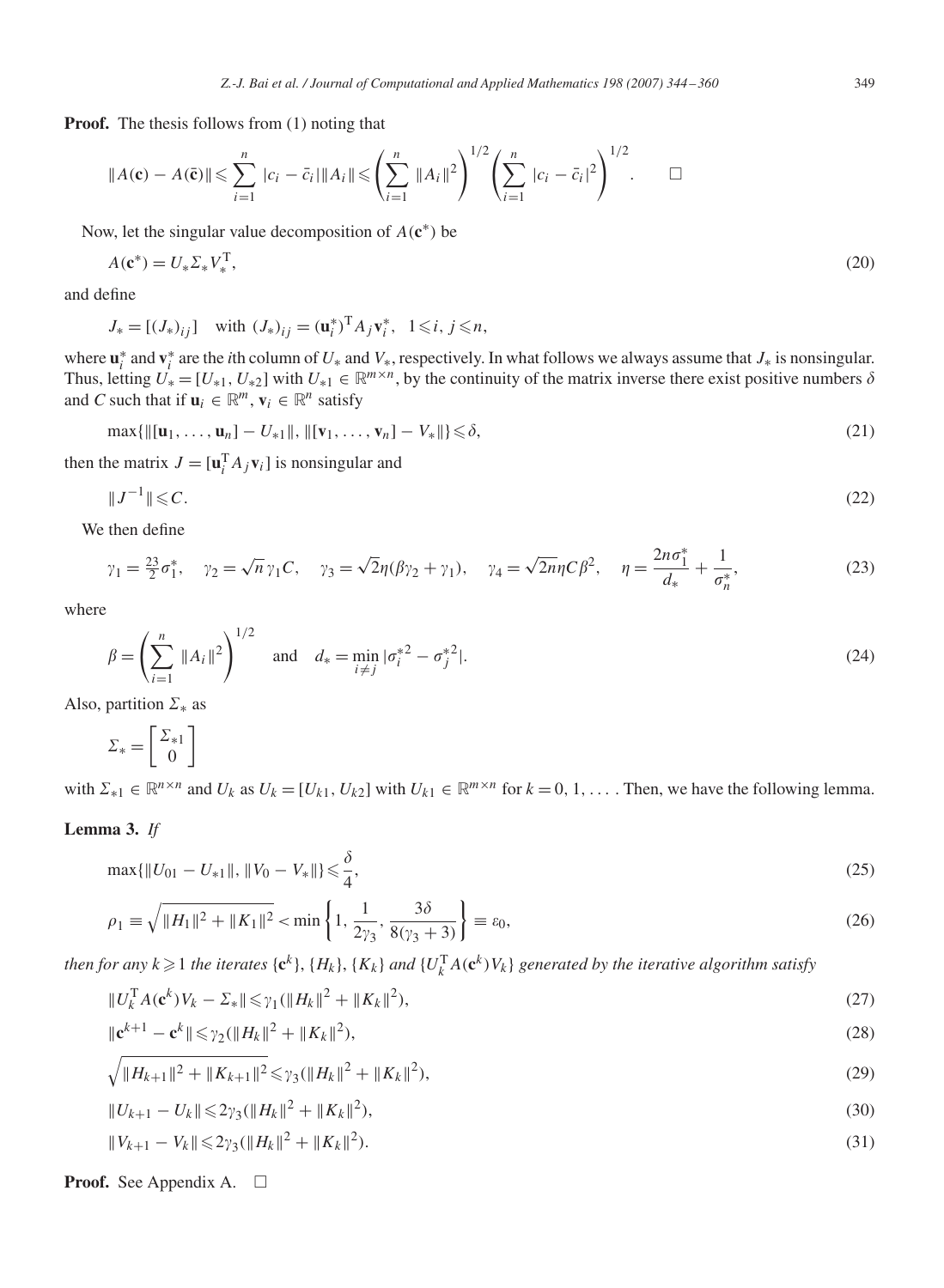**Proof.** The thesis follows from (1) noting that

$$\|A(\mathbf{c}) - A(\bar{\mathbf{c}})\| \leqslant \sum_{i=1}^{n} |c_i - \bar{c}_i| \|A_i\| \leqslant \left(\sum_{i=1}^{n} \|A_i\|^2\right)^{1/2} \left(\sum_{i=1}^{n} |c_i - \bar{c}_i|^2\right)^{1/2}. \qquad \square$$

Now, let the singular value decomposition of $A(\mathbf{c}^*)$ be

$$A(\mathbf{c}^*) = U_* \Sigma_* V_*^{\mathrm{T}}, \tag{20}$$

and define

$$J_* = [(J_*)_{ij}] \quad \text{with } (J_*)_{ij} = (\mathbf{u}_i^*)^{\mathrm{T}} A_j \mathbf{v}_i^*, \ \ 1 \leqslant i, j \leqslant n,$$

where $\mathbf{u}_i^*$ and $\mathbf{v}_i^*$ are the $i$th column of $U_*$ and $V_*$, respectively. In what follows we always assume that $J_*$ is nonsingular. Thus, letting $U_* = [U_{*1}, U_{*2}]$ with $U_{*1} \in \mathbb{R}^{m \times n}$, by the continuity of the matrix inverse there exist positive numbers $\delta$ and $C$ such that if $\mathbf{u}_i \in \mathbb{R}^m$, $\mathbf{v}_i \in \mathbb{R}^n$ satisfy

$$\max\{\|[\mathbf{u}_1, \ldots, \mathbf{u}_n] - U_{*1}\|, \|[\mathbf{v}_1, \ldots, \mathbf{v}_n] - V_*\|\} \leqslant \delta, \tag{21}$$

then the matrix $J = [\mathbf{u}_i^{\mathrm{T}} A_j \mathbf{v}_i]$ is nonsingular and

$$\|J^{-1}\| \leqslant C. \tag{22}$$

We then define

$$\gamma_1 = \tfrac{23}{2}\sigma_1^*, \quad \gamma_2 = \sqrt{n}\,\gamma_1 C, \quad \gamma_3 = \sqrt{2}\eta(\beta\gamma_2 + \gamma_1), \quad \gamma_4 = \sqrt{2n}\eta C \beta^2, \quad \eta = \frac{2n\sigma_1^*}{d_*} + \frac{1}{\sigma_n^*}, \tag{23}$$

where

$$\beta = \left(\sum_{i=1}^{n} \|A_i\|^2\right)^{1/2} \quad \text{and} \quad d_* = \min_{i \neq j} |\sigma_i^{*2} - \sigma_j^{*2}|. \tag{24}$$

Also, partition $\Sigma_*$ as

$$\Sigma_* = \begin{bmatrix} \Sigma_{*1} \\ 0 \end{bmatrix}$$

with $\Sigma_{*1} \in \mathbb{R}^{n \times n}$ and $U_k$ as $U_k = [U_{k1}, U_{k2}]$ with $U_{k1} \in \mathbb{R}^{m \times n}$ for $k = 0, 1, \ldots$. Then, we have the following lemma.

**Lemma 3.** *If*

$$\max\{\|U_{01} - U_{*1}\|, \|V_0 - V_*\|\} \leqslant \frac{\delta}{4}, \tag{25}$$

$$\rho_1 \equiv \sqrt{\|H_1\|^2 + \|K_1\|^2} < \min\left\{1, \frac{1}{2\gamma_3}, \frac{3\delta}{8(\gamma_3 + 3)}\right\} \equiv \varepsilon_0, \tag{26}$$

*then for any $k \geqslant 1$ the iterates $\{\mathbf{c}^k\}$, $\{H_k\}$, $\{K_k\}$ and $\{U_k^{\mathrm{T}} A(\mathbf{c}^k) V_k\}$ generated by the iterative algorithm satisfy*

$$\|U_k^{\mathrm{T}} A(\mathbf{c}^k) V_k - \Sigma_*\| \leqslant \gamma_1(\|H_k\|^2 + \|K_k\|^2), \tag{27}$$

$$\|\mathbf{c}^{k+1} - \mathbf{c}^k\| \leqslant \gamma_2(\|H_k\|^2 + \|K_k\|^2), \tag{28}$$

$$\sqrt{\|H_{k+1}\|^2 + \|K_{k+1}\|^2} \leqslant \gamma_3(\|H_k\|^2 + \|K_k\|^2), \tag{29}$$

$$\|U_{k+1} - U_k\| \leqslant 2\gamma_3(\|H_k\|^2 + \|K_k\|^2), \tag{30}$$

$$\|V_{k+1} - V_k\| \leqslant 2\gamma_3(\|H_k\|^2 + \|K_k\|^2). \tag{31}$$

**Proof.** See Appendix A. $\square$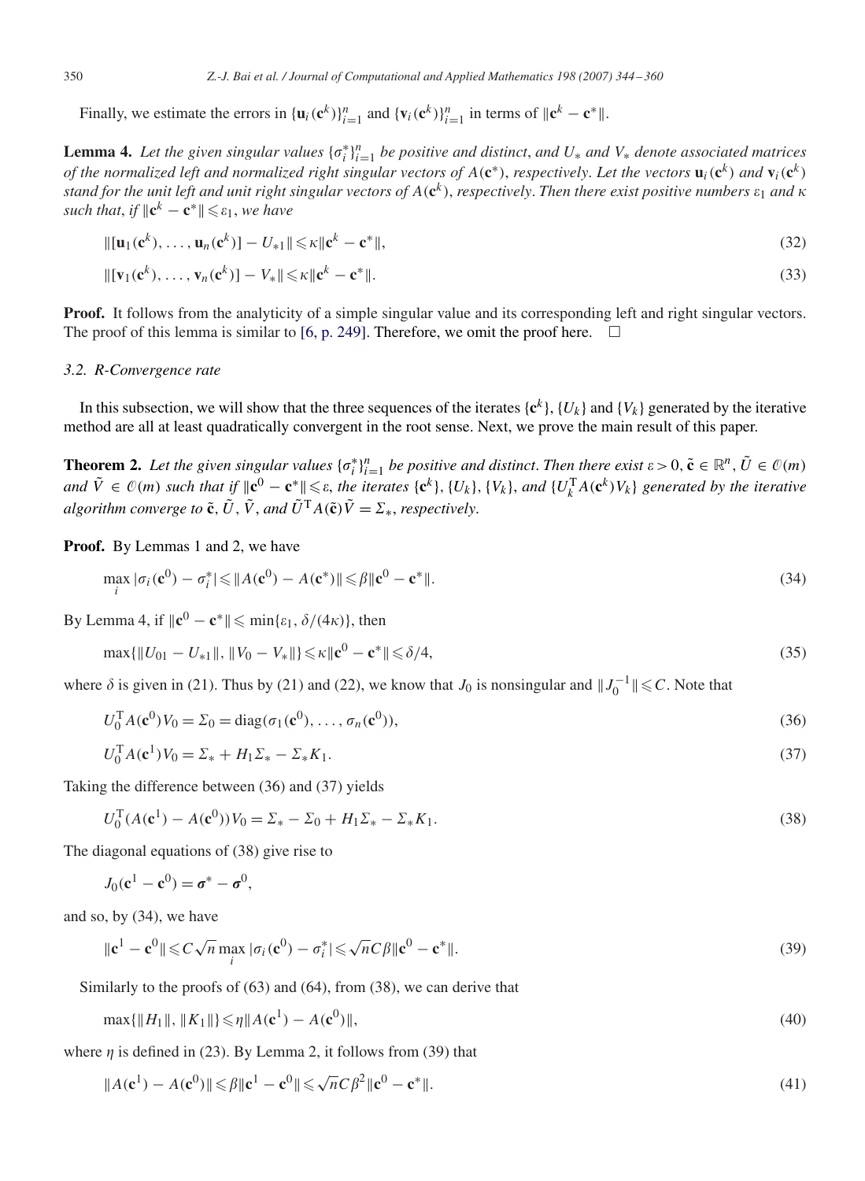Finally, we estimate the errors in $\{\mathbf{u}_i(\mathbf{c}^k)\}_{i=1}^n$ and $\{\mathbf{v}_i(\mathbf{c}^k)\}_{i=1}^n$ in terms of $\|\mathbf{c}^k - \mathbf{c}^*\|$.

**Lemma 4.** *Let the given singular values $\{\sigma_i^*\}_{i=1}^n$ be positive and distinct, and $U_*$ and $V_*$ denote associated matrices of the normalized left and normalized right singular vectors of $A(\mathbf{c}^*)$, respectively. Let the vectors $\mathbf{u}_i(\mathbf{c}^k)$ and $\mathbf{v}_i(\mathbf{c}^k)$ stand for the unit left and unit right singular vectors of $A(\mathbf{c}^k)$, respectively. Then there exist positive numbers $\varepsilon_1$ and $\kappa$ such that, if $\|\mathbf{c}^k - \mathbf{c}^*\| \leqslant \varepsilon_1$, we have*

$$\|[\mathbf{u}_1(\mathbf{c}^k), \ldots, \mathbf{u}_n(\mathbf{c}^k)] - U_{*1}\| \leqslant \kappa \|\mathbf{c}^k - \mathbf{c}^*\|, \tag{32}$$

$$\|[\mathbf{v}_1(\mathbf{c}^k), \ldots, \mathbf{v}_n(\mathbf{c}^k)] - V_*\| \leqslant \kappa \|\mathbf{c}^k - \mathbf{c}^*\|. \tag{33}$$

**Proof.** It follows from the analyticity of a simple singular value and its corresponding left and right singular vectors. The proof of this lemma is similar to [6, p. 249]. Therefore, we omit the proof here. $\square$

### 3.2. R-Convergence rate

In this subsection, we will show that the three sequences of the iterates $\{\mathbf{c}^k\}$, $\{U_k\}$ and $\{V_k\}$ generated by the iterative method are all at least quadratically convergent in the root sense. Next, we prove the main result of this paper.

**Theorem 2.** *Let the given singular values $\{\sigma_i^*\}_{i=1}^n$ be positive and distinct. Then there exist $\varepsilon > 0$, $\tilde{\mathbf{c}} \in \mathbb{R}^n$, $\tilde{U} \in \mathcal{O}(m)$ and $\tilde{V} \in \mathcal{O}(n)$ such that if $\|\mathbf{c}^0 - \mathbf{c}^*\| \leqslant \varepsilon$, the iterates $\{\mathbf{c}^k\}$, $\{U_k\}$, $\{V_k\}$, and $\{U_k^{\mathrm{T}} A(\mathbf{c}^k) V_k\}$ generated by the iterative algorithm converge to $\tilde{\mathbf{c}}$, $\tilde{U}$, $\tilde{V}$, and $\tilde{U}^{\mathrm{T}} A(\tilde{\mathbf{c}}) \tilde{V} = \Sigma_*$, respectively.*

**Proof.** By Lemmas 1 and 2, we have

$$\max_i |\sigma_i(\mathbf{c}^0) - \sigma_i^*| \leqslant \|A(\mathbf{c}^0) - A(\mathbf{c}^*)\| \leqslant \beta \|\mathbf{c}^0 - \mathbf{c}^*\|. \tag{34}$$

By Lemma 4, if $\|\mathbf{c}^0 - \mathbf{c}^*\| \leqslant \min\{\varepsilon_1, \delta/(4\kappa)\}$, then

$$\max\{\|U_{01} - U_{*1}\|, \|V_0 - V_*\|\} \leqslant \kappa \|\mathbf{c}^0 - \mathbf{c}^*\| \leqslant \delta/4, \tag{35}$$

where $\delta$ is given in (21). Thus by (21) and (22), we know that $J_0$ is nonsingular and $\|J_0^{-1}\| \leqslant C$. Note that

$$U_0^{\mathrm{T}} A(\mathbf{c}^0) V_0 = \Sigma_0 = \mathrm{diag}(\sigma_1(\mathbf{c}^0), \ldots, \sigma_n(\mathbf{c}^0)), \tag{36}$$

$$U_0^{\mathrm{T}} A(\mathbf{c}^1) V_0 = \Sigma_* + H_1 \Sigma_* - \Sigma_* K_1. \tag{37}$$

Taking the difference between (36) and (37) yields

$$U_0^{\mathrm{T}} (A(\mathbf{c}^1) - A(\mathbf{c}^0)) V_0 = \Sigma_* - \Sigma_0 + H_1 \Sigma_* - \Sigma_* K_1. \tag{38}$$

The diagonal equations of (38) give rise to

$$J_0(\mathbf{c}^1 - \mathbf{c}^0) = \boldsymbol{\sigma}^* - \boldsymbol{\sigma}^0,$$

and so, by (34), we have

$$\|\mathbf{c}^1 - \mathbf{c}^0\| \leqslant C\sqrt{n} \max_i |\sigma_i(\mathbf{c}^0) - \sigma_i^*| \leqslant \sqrt{n} C \beta \|\mathbf{c}^0 - \mathbf{c}^*\|. \tag{39}$$

Similarly to the proofs of (63) and (64), from (38), we can derive that

$$\max\{\|H_1\|, \|K_1\|\} \leqslant \eta \|A(\mathbf{c}^1) - A(\mathbf{c}^0)\|, \tag{40}$$

where $\eta$ is defined in (23). By Lemma 2, it follows from (39) that

$$\|A(\mathbf{c}^1) - A(\mathbf{c}^0)\| \leqslant \beta \|\mathbf{c}^1 - \mathbf{c}^0\| \leqslant \sqrt{n} C \beta^2 \|\mathbf{c}^0 - \mathbf{c}^*\|. \tag{41}$$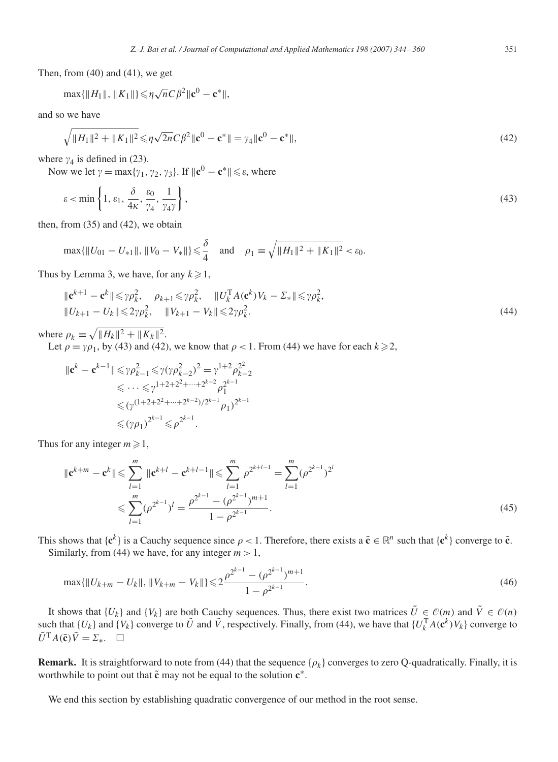Then, from (40) and (41), we get

$$\max\{\|H_1\|, \|K_1\|\} \leqslant \eta\sqrt{n}C\beta^2\|\mathbf{c}^0 - \mathbf{c}^*\|,$$

and so we have

$$\sqrt{\|H_1\|^2 + \|K_1\|^2} \leqslant \eta\sqrt{2n}C\beta^2\|\mathbf{c}^0 - \mathbf{c}^*\| = \gamma_4\|\mathbf{c}^0 - \mathbf{c}^*\|, \tag{42}$$

where $\gamma_4$ is defined in (23).

Now we let $\gamma = \max\{\gamma_1, \gamma_2, \gamma_3\}$. If $\|\mathbf{c}^0 - \mathbf{c}^*\| \leqslant \varepsilon$, where

$$\varepsilon < \min\left\{1, \varepsilon_1, \frac{\delta}{4\kappa}, \frac{\varepsilon_0}{\gamma_4}, \frac{1}{\gamma_4\gamma}\right\}, \tag{43}$$

then, from (35) and (42), we obtain

$$\max\{\|U_{01} - U_{*1}\|, \|V_0 - V_*\|\} \leqslant \frac{\delta}{4} \quad \text{and} \quad \rho_1 \equiv \sqrt{\|H_1\|^2 + \|K_1\|^2} < \varepsilon_0.$$

Thus by Lemma 3, we have, for any $k \geqslant 1$,

$$\begin{aligned}
&\|\mathbf{c}^{k+1} - \mathbf{c}^k\| \leqslant \gamma\rho_k^2, \quad \rho_{k+1} \leqslant \gamma\rho_k^2, \quad \|U_k^{\mathrm{T}} A(\mathbf{c}^k) V_k - \Sigma_*\| \leqslant \gamma\rho_k^2, \\
&\|U_{k+1} - U_k\| \leqslant 2\gamma\rho_k^2, \quad \|V_{k+1} - V_k\| \leqslant 2\gamma\rho_k^2.
\end{aligned} \tag{44}$$

where $\rho_k \equiv \sqrt{\|H_k\|^2 + \|K_k\|^2}$.

Let $\rho = \gamma\rho_1$, by (43) and (42), we know that $\rho < 1$. From (44) we have for each $k \geqslant 2$,

$$\begin{aligned}
\|\mathbf{c}^k - \mathbf{c}^{k-1}\| &\leqslant \gamma\rho_{k-1}^2 \leqslant \gamma(\gamma\rho_{k-2}^2)^2 = \gamma^{1+2}\rho_{k-2}^{2^2} \\
&\leqslant \cdots \leqslant \gamma^{1+2+2^2+\cdots+2^{k-2}}\rho_1^{2^{k-1}} \\
&\leqslant (\gamma^{(1+2+2^2+\cdots+2^{k-2})/2^{k-1}}\rho_1)^{2^{k-1}} \\
&\leqslant (\gamma\rho_1)^{2^{k-1}} \leqslant \rho^{2^{k-1}}.
\end{aligned}$$

Thus for any integer $m \geqslant 1$,

$$\begin{aligned}
\|\mathbf{c}^{k+m} - \mathbf{c}^k\| &\leqslant \sum_{l=1}^{m} \|\mathbf{c}^{k+l} - \mathbf{c}^{k+l-1}\| \leqslant \sum_{l=1}^{m} \rho^{2^{k+l-1}} = \sum_{l=1}^{m} (\rho^{2^{k-1}})^{2^l} \\
&\leqslant \sum_{l=1}^{m} (\rho^{2^{k-1}})^l = \frac{\rho^{2^{k-1}} - (\rho^{2^{k-1}})^{m+1}}{1 - \rho^{2^{k-1}}}.
\end{aligned} \tag{45}$$

This shows that $\{\mathbf{c}^k\}$ is a Cauchy sequence since $\rho < 1$. Therefore, there exists a $\tilde{\mathbf{c}} \in \mathbb{R}^n$ such that $\{\mathbf{c}^k\}$ converge to $\tilde{\mathbf{c}}$.

Similarly, from (44) we have, for any integer $m > 1$,

$$\max\{\|U_{k+m} - U_k\|, \|V_{k+m} - V_k\|\} \leqslant 2\frac{\rho^{2^{k-1}} - (\rho^{2^{k-1}})^{m+1}}{1 - \rho^{2^{k-1}}}. \tag{46}$$

It shows that $\{U_k\}$ and $\{V_k\}$ are both Cauchy sequences. Thus, there exist two matrices $\tilde{U} \in \mathcal{O}(m)$ and $\tilde{V} \in \mathcal{O}(n)$ such that $\{U_k\}$ and $\{V_k\}$ converge to $\tilde{U}$ and $\tilde{V}$, respectively. Finally, from (44), we have that $\{U_k^{\mathrm{T}} A(\mathbf{c}^k) V_k\}$ converge to $\tilde{U}^{\mathrm{T}} A(\tilde{\mathbf{c}})\tilde{V} = \Sigma_*$. $\square$

**Remark.** It is straightforward to note from (44) that the sequence $\{\rho_k\}$ converges to zero Q-quadratically. Finally, it is worthwhile to point out that $\tilde{\mathbf{c}}$ may not be equal to the solution $\mathbf{c}^*$.

We end this section by establishing quadratic convergence of our method in the root sense.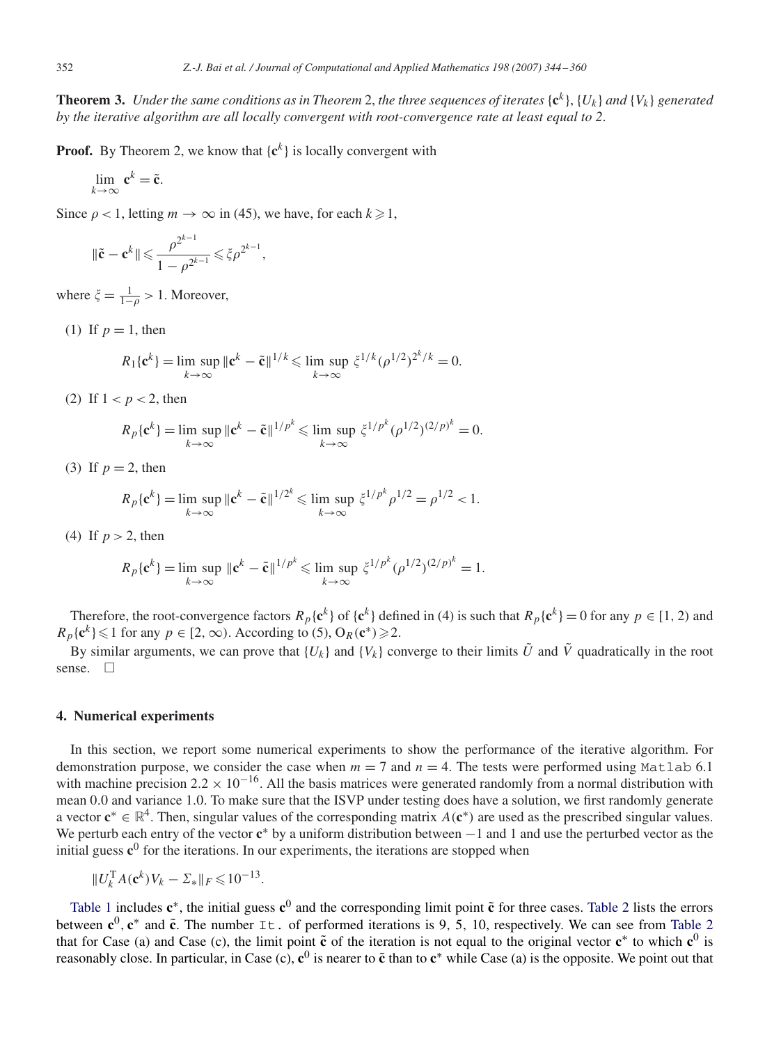**Theorem 3.** *Under the same conditions as in Theorem 2, the three sequences of iterates $\{\mathbf{c}^k\}$, $\{U_k\}$ and $\{V_k\}$ generated by the iterative algorithm are all locally convergent with root-convergence rate at least equal to 2.*

**Proof.** By Theorem 2, we know that $\{\mathbf{c}^k\}$ is locally convergent with

$$\lim_{k\to\infty} \mathbf{c}^k = \tilde{\mathbf{c}}.$$

Since $\rho < 1$, letting $m \to \infty$ in (45), we have, for each $k \geqslant 1$,

$$\|\tilde{\mathbf{c}} - \mathbf{c}^k\| \leqslant \frac{\rho^{2^{k-1}}}{1-\rho^{2^{k-1}}} \leqslant \xi \rho^{2^{k-1}},$$

where $\xi = \frac{1}{1-\rho} > 1$. Moreover,

(1) If $p = 1$, then

$$R_1\{\mathbf{c}^k\} = \limsup_{k\to\infty} \|\mathbf{c}^k - \tilde{\mathbf{c}}\|^{1/k} \leqslant \limsup_{k\to\infty} \xi^{1/k}(\rho^{1/2})^{2^k/k} = 0.$$

(2) If $1 < p < 2$, then

$$R_p\{\mathbf{c}^k\} = \limsup_{k\to\infty} \|\mathbf{c}^k - \tilde{\mathbf{c}}\|^{1/p^k} \leqslant \limsup_{k\to\infty} \xi^{1/p^k}(\rho^{1/2})^{(2/p)^k} = 0.$$

(3) If $p = 2$, then

$$R_p\{\mathbf{c}^k\} = \limsup_{k\to\infty} \|\mathbf{c}^k - \tilde{\mathbf{c}}\|^{1/2^k} \leqslant \limsup_{k\to\infty} \xi^{1/p^k}\rho^{1/2} = \rho^{1/2} < 1.$$

(4) If $p > 2$, then

$$R_p\{\mathbf{c}^k\} = \limsup_{k\to\infty} \|\mathbf{c}^k - \tilde{\mathbf{c}}\|^{1/p^k} \leqslant \limsup_{k\to\infty} \xi^{1/p^k}(\rho^{1/2})^{(2/p)^k} = 1.$$

Therefore, the root-convergence factors $R_p\{\mathbf{c}^k\}$ of $\{\mathbf{c}^k\}$ defined in (4) is such that $R_p\{\mathbf{c}^k\} = 0$ for any $p \in [1, 2)$ and $R_p\{\mathbf{c}^k\} \leqslant 1$ for any $p \in [2, \infty)$. According to (5), $O_R(\mathbf{c}^*) \geqslant 2$.

By similar arguments, we can prove that $\{U_k\}$ and $\{V_k\}$ converge to their limits $\tilde{U}$ and $\tilde{V}$ quadratically in the root sense. $\square$

## 4. Numerical experiments

In this section, we report some numerical experiments to show the performance of the iterative algorithm. For demonstration purpose, we consider the case when $m = 7$ and $n = 4$. The tests were performed using `Matlab` 6.1 with machine precision $2.2 \times 10^{-16}$. All the basis matrices were generated randomly from a normal distribution with mean 0.0 and variance 1.0. To make sure that the ISVP under testing does have a solution, we first randomly generate a vector $\mathbf{c}^* \in \mathbb{R}^4$. Then, singular values of the corresponding matrix $A(\mathbf{c}^*)$ are used as the prescribed singular values. We perturb each entry of the vector $\mathbf{c}^*$ by a uniform distribution between $-1$ and 1 and use the perturbed vector as the initial guess $\mathbf{c}^0$ for the iterations. In our experiments, the iterations are stopped when

$$\|U_k^{\mathrm{T}} A(\mathbf{c}^k) V_k - \Sigma_*\|_F \leqslant 10^{-13}.$$

Table 1 includes $\mathbf{c}^*$, the initial guess $\mathbf{c}^0$ and the corresponding limit point $\tilde{\mathbf{c}}$ for three cases. Table 2 lists the errors between $\mathbf{c}^0$, $\mathbf{c}^*$ and $\tilde{\mathbf{c}}$. The number `It.` of performed iterations is 9, 5, 10, respectively. We can see from Table 2 that for Case (a) and Case (c), the limit point $\tilde{\mathbf{c}}$ of the iteration is not equal to the original vector $\mathbf{c}^*$ to which $\mathbf{c}^0$ is reasonably close. In particular, in Case (c), $\mathbf{c}^0$ is nearer to $\tilde{\mathbf{c}}$ than to $\mathbf{c}^*$ while Case (a) is the opposite. We point out that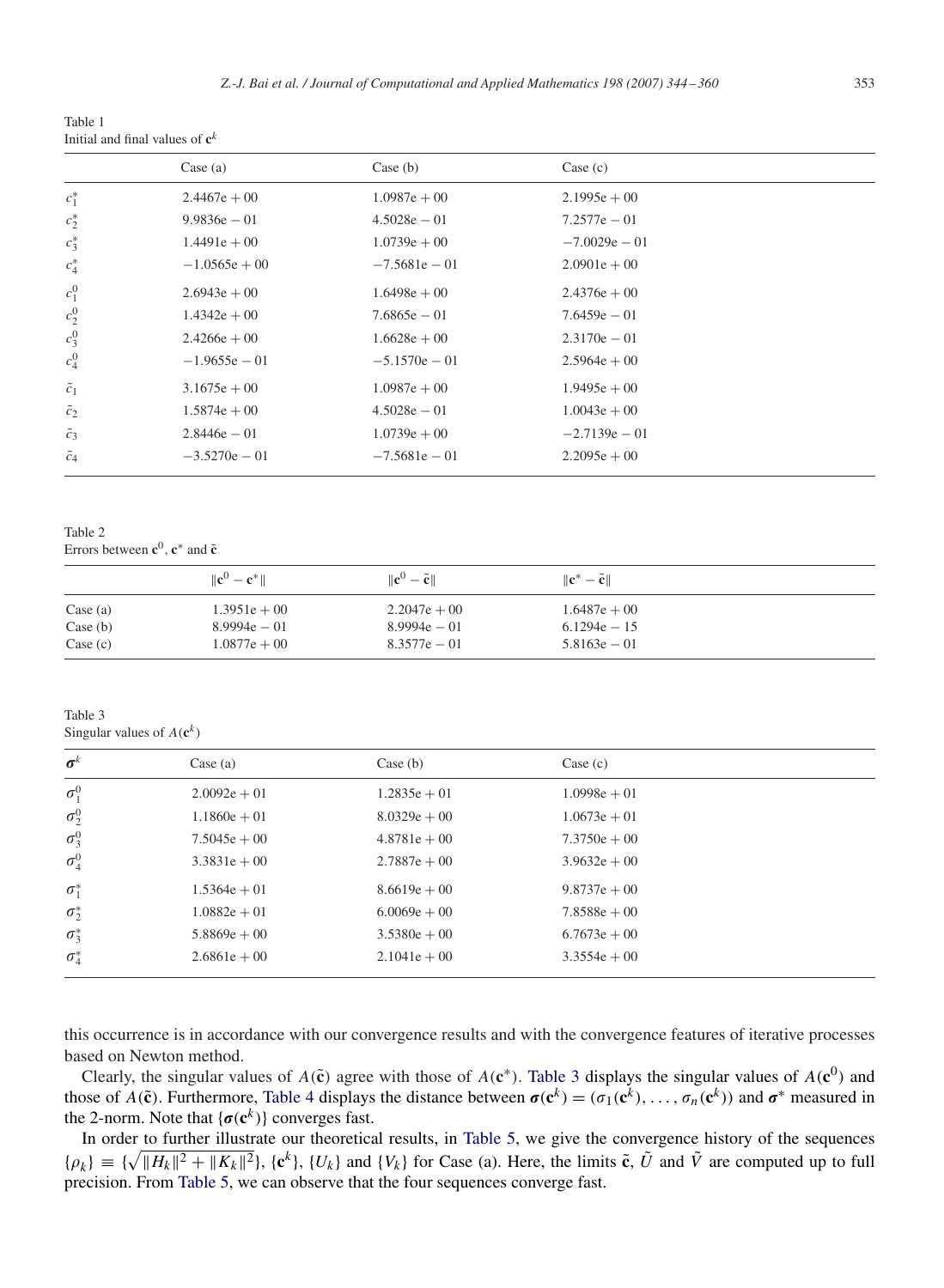Table 1
Initial and final values of $\mathbf{c}^k$

| | Case (a) | Case (b) | Case (c) |
|---|---|---|---|
| $c_1^*$ | $2.4467e+00$ | $1.0987e+00$ | $2.1995e+00$ |
| $c_2^*$ | $9.9836e-01$ | $4.5028e-01$ | $7.2577e-01$ |
| $c_3^*$ | $1.4491e+00$ | $1.0739e+00$ | $-7.0029e-01$ |
| $c_4^*$ | $-1.0565e+00$ | $-7.5681e-01$ | $2.0901e+00$ |
| $c_1^0$ | $2.6943e+00$ | $1.6498e+00$ | $2.4376e+00$ |
| $c_2^0$ | $1.4342e+00$ | $7.6865e-01$ | $7.6459e-01$ |
| $c_3^0$ | $2.4266e+00$ | $1.6628e+00$ | $2.3170e-01$ |
| $c_4^0$ | $-1.9655e-01$ | $-5.1570e-01$ | $2.5964e+00$ |
| $\tilde{c}_1$ | $3.1675e+00$ | $1.0987e+00$ | $1.9495e+00$ |
| $\tilde{c}_2$ | $1.5874e+00$ | $4.5028e-01$ | $1.0043e+00$ |
| $\tilde{c}_3$ | $2.8446e-01$ | $1.0739e+00$ | $-2.7139e-01$ |
| $\tilde{c}_4$ | $-3.5270e-01$ | $-7.5681e-01$ | $2.2095e+00$ |

Table 2
Errors between $\mathbf{c}^0$, $\mathbf{c}^*$ and $\tilde{\mathbf{c}}$

| | $\\|\mathbf{c}^0 - \mathbf{c}^*\\|$ | $\\|\mathbf{c}^0 - \tilde{\mathbf{c}}\\|$ | $\\|\mathbf{c}^* - \tilde{\mathbf{c}}\\|$ |
|---|---|---|---|
| Case (a) | $1.3951e+00$ | $2.2047e+00$ | $1.6487e+00$ |
| Case (b) | $8.9994e-01$ | $8.9994e-01$ | $6.1294e-15$ |
| Case (c) | $1.0877e+00$ | $8.3577e-01$ | $5.8163e-01$ |

Table 3
Singular values of $A(\mathbf{c}^k)$

| $\boldsymbol{\sigma}^k$ | Case (a) | Case (b) | Case (c) |
|---|---|---|---|
| $\sigma_1^0$ | $2.0092e+01$ | $1.2835e+01$ | $1.0998e+01$ |
| $\sigma_2^0$ | $1.1860e+01$ | $8.0329e+00$ | $1.0673e+01$ |
| $\sigma_3^0$ | $7.5045e+00$ | $4.8781e+00$ | $7.3750e+00$ |
| $\sigma_4^0$ | $3.3831e+00$ | $2.7887e+00$ | $3.9632e+00$ |
| $\sigma_1^*$ | $1.5364e+01$ | $8.6619e+00$ | $9.8737e+00$ |
| $\sigma_2^*$ | $1.0882e+01$ | $6.0069e+00$ | $7.8588e+00$ |
| $\sigma_3^*$ | $5.8869e+00$ | $3.5380e+00$ | $6.7673e+00$ |
| $\sigma_4^*$ | $2.6861e+00$ | $2.1041e+00$ | $3.3554e+00$ |

this occurrence is in accordance with our convergence results and with the convergence features of iterative processes based on Newton method.

Clearly, the singular values of $A(\tilde{\mathbf{c}})$ agree with those of $A(\mathbf{c}^*)$. Table 3 displays the singular values of $A(\mathbf{c}^0)$ and those of $A(\tilde{\mathbf{c}})$. Furthermore, Table 4 displays the distance between $\boldsymbol{\sigma}(\mathbf{c}^k) = (\sigma_1(\mathbf{c}^k), \ldots, \sigma_n(\mathbf{c}^k))$ and $\boldsymbol{\sigma}^*$ measured in the 2-norm. Note that $\{\boldsymbol{\sigma}(\mathbf{c}^k)\}$ converges fast.

In order to further illustrate our theoretical results, in Table 5, we give the convergence history of the sequences $\{\rho_k\} \equiv \{\sqrt{\|H_k\|^2 + \|K_k\|^2}\}$, $\{\mathbf{c}^k\}$, $\{U_k\}$ and $\{V_k\}$ for Case (a). Here, the limits $\tilde{\mathbf{c}}$, $\tilde{U}$ and $\tilde{V}$ are computed up to full precision. From Table 5, we can observe that the four sequences converge fast.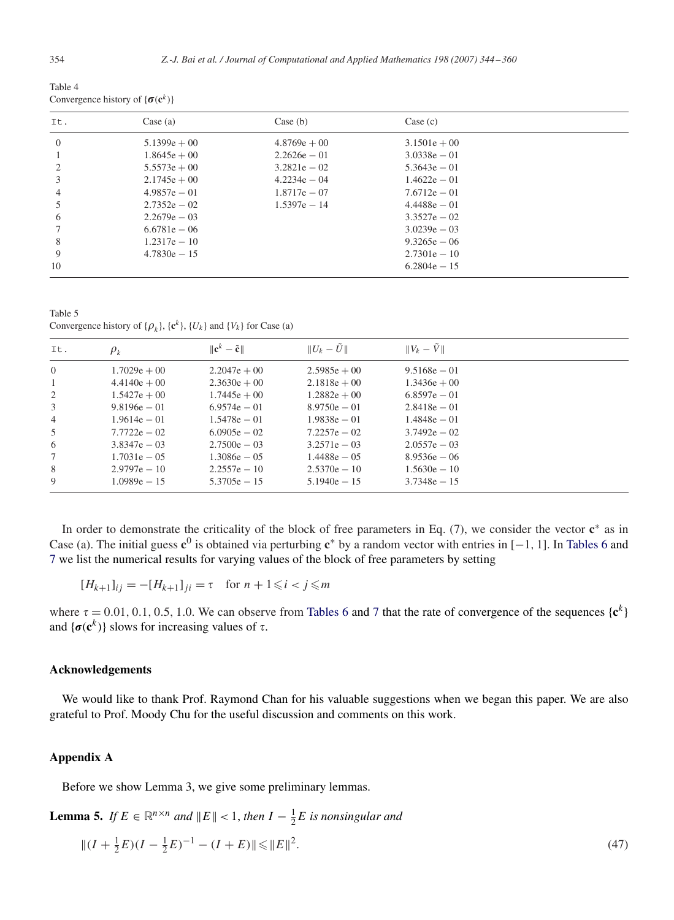Table 4
Convergence history of $\{\boldsymbol{\sigma}(\mathbf{c}^k)\}$

| It. | Case (a) | Case (b) | Case (c) |
|---|---|---|---|
| 0 | $5.1399e+00$ | $4.8769e+00$ | $3.1501e+00$ |
| 1 | $1.8645e+00$ | $2.2626e-01$ | $3.0338e-01$ |
| 2 | $5.5573e+00$ | $3.2821e-02$ | $5.3643e-01$ |
| 3 | $2.1745e+00$ | $4.2234e-04$ | $1.4622e-01$ |
| 4 | $4.9857e-01$ | $1.8717e-07$ | $7.6712e-01$ |
| 5 | $2.7352e-02$ | $1.5397e-14$ | $4.4488e-01$ |
| 6 | $2.2679e-03$ | | $3.3527e-02$ |
| 7 | $6.6781e-06$ | | $3.0239e-03$ |
| 8 | $1.2317e-10$ | | $9.3265e-06$ |
| 9 | $4.7830e-15$ | | $2.7301e-10$ |
| 10 | | | $6.2804e-15$ |

Table 5
Convergence history of $\{\rho_k\}$, $\{\mathbf{c}^k\}$, $\{U_k\}$ and $\{V_k\}$ for Case (a)

| It. | $\rho_k$ | $\|\mathbf{c}^k - \tilde{\mathbf{c}}\|$ | $\|U_k - \tilde{U}\|$ | $\|V_k - \tilde{V}\|$ |
|---|---|---|---|---|
| 0 | $1.7029e+00$ | $2.2047e+00$ | $2.5985e+00$ | $9.5168e-01$ |
| 1 | $4.4140e+00$ | $2.3630e+00$ | $2.1818e+00$ | $1.3436e+00$ |
| 2 | $1.5427e+00$ | $1.7445e+00$ | $1.2882e+00$ | $6.8597e-01$ |
| 3 | $9.8196e-01$ | $6.9574e-01$ | $8.9750e-01$ | $2.8418e-01$ |
| 4 | $1.9614e-01$ | $1.5478e-01$ | $1.9838e-01$ | $1.4848e-01$ |
| 5 | $7.7722e-02$ | $6.0905e-02$ | $7.2257e-02$ | $3.7492e-02$ |
| 6 | $3.8347e-03$ | $2.7500e-03$ | $3.2571e-03$ | $2.0557e-03$ |
| 7 | $1.7031e-05$ | $1.3086e-05$ | $1.4488e-05$ | $8.9536e-06$ |
| 8 | $2.9797e-10$ | $2.2557e-10$ | $2.5370e-10$ | $1.5630e-10$ |
| 9 | $1.0989e-15$ | $5.3705e-15$ | $5.1940e-15$ | $3.7348e-15$ |

In order to demonstrate the criticality of the block of free parameters in Eq. (7), we consider the vector $\mathbf{c}^*$ as in Case (a). The initial guess $\mathbf{c}^0$ is obtained via perturbing $\mathbf{c}^*$ by a random vector with entries in $[-1, 1]$. In Tables 6 and 7 we list the numerical results for varying values of the block of free parameters by setting

$$[H_{k+1}]_{ij} = -[H_{k+1}]_{ji} = \tau \quad \text{for } n+1 \leqslant i < j \leqslant m$$

where $\tau = 0.01, 0.1, 0.5, 1.0$. We can observe from Tables 6 and 7 that the rate of convergence of the sequences $\{\mathbf{c}^k\}$ and $\{\boldsymbol{\sigma}(\mathbf{c}^k)\}$ slows for increasing values of $\tau$.

## Acknowledgements

We would like to thank Prof. Raymond Chan for his valuable suggestions when we began this paper. We are also grateful to Prof. Moody Chu for the useful discussion and comments on this work.

## Appendix A

Before we show Lemma 3, we give some preliminary lemmas.

**Lemma 5.** *If $E \in \mathbb{R}^{n\times n}$ and $\|E\| < 1$, then $I - \frac{1}{2}E$ is nonsingular and*

$$\|(I + \tfrac{1}{2}E)(I - \tfrac{1}{2}E)^{-1} - (I + E)\| \leqslant \|E\|^2. \tag{47}$$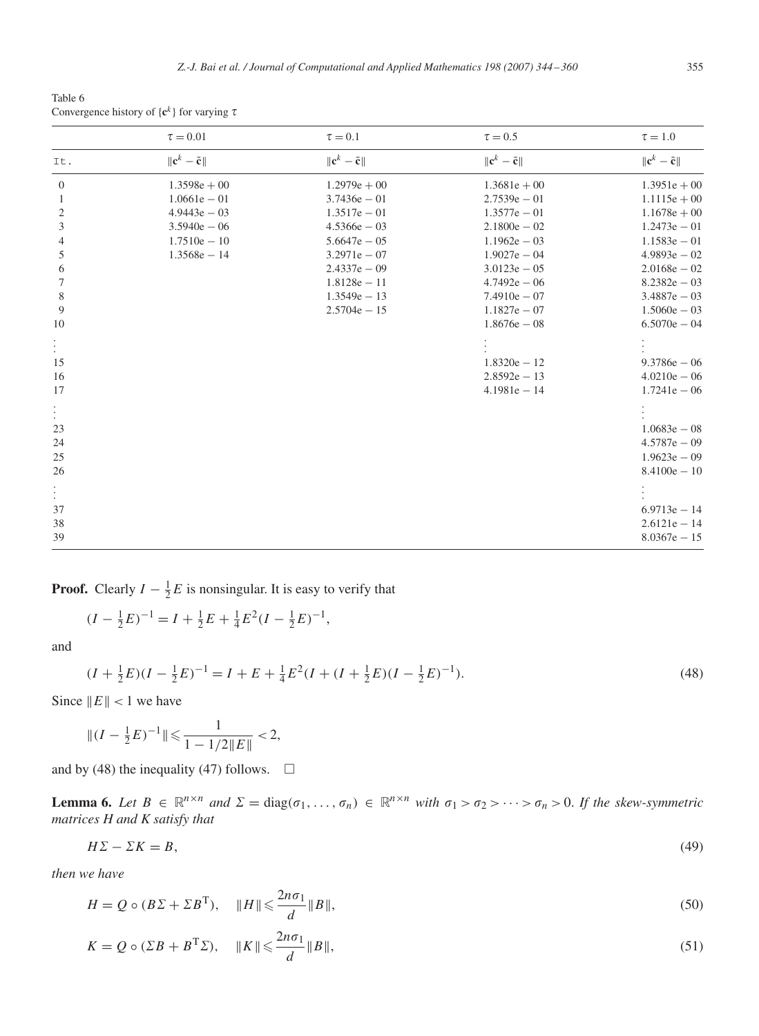Table 6
Convergence history of $\{\mathbf{c}^k\}$ for varying $\tau$

| | $\tau = 0.01$ | $\tau = 0.1$ | $\tau = 0.5$ | $\tau = 1.0$ |
|---|---|---|---|---|
| It. | $\|\mathbf{c}^k - \tilde{\mathbf{c}}\|$ | $\|\mathbf{c}^k - \tilde{\mathbf{c}}\|$ | $\|\mathbf{c}^k - \tilde{\mathbf{c}}\|$ | $\|\mathbf{c}^k - \tilde{\mathbf{c}}\|$ |
| 0 | 1.3598e + 00 | 1.2979e + 00 | 1.3681e + 00 | 1.3951e + 00 |
| 1 | 1.0661e − 01 | 3.7436e − 01 | 2.7539e − 01 | 1.1115e + 00 |
| 2 | 4.9443e − 03 | 1.3517e − 01 | 1.3577e − 01 | 1.1678e + 00 |
| 3 | 3.5940e − 06 | 4.5366e − 03 | 2.1800e − 02 | 1.2473e − 01 |
| 4 | 1.7510e − 10 | 5.6647e − 05 | 1.1962e − 03 | 1.1583e − 01 |
| 5 | 1.3568e − 14 | 3.2971e − 07 | 1.9027e − 04 | 4.9893e − 02 |
| 6 | | 2.4337e − 09 | 3.0123e − 05 | 2.0168e − 02 |
| 7 | | 1.8128e − 11 | 4.7492e − 06 | 8.2382e − 03 |
| 8 | | 1.3549e − 13 | 7.4910e − 07 | 3.4887e − 03 |
| 9 | | 2.5704e − 15 | 1.1827e − 07 | 1.5060e − 03 |
| 10 | | | 1.8676e − 08 | 6.5070e − 04 |
| ⋮ | | | ⋮ | ⋮ |
| 15 | | | 1.8320e − 12 | 9.3786e − 06 |
| 16 | | | 2.8592e − 13 | 4.0210e − 06 |
| 17 | | | 4.1981e − 14 | 1.7241e − 06 |
| ⋮ | | | | ⋮ |
| 23 | | | | 1.0683e − 08 |
| 24 | | | | 4.5787e − 09 |
| 25 | | | | 1.9623e − 09 |
| 26 | | | | 8.4100e − 10 |
| ⋮ | | | | ⋮ |
| 37 | | | | 6.9713e − 14 |
| 38 | | | | 2.6121e − 14 |
| 39 | | | | 8.0367e − 15 |

**Proof.** Clearly $I - \frac{1}{2}E$ is nonsingular. It is easy to verify that

$$(I - \tfrac{1}{2}E)^{-1} = I + \tfrac{1}{2}E + \tfrac{1}{4}E^2(I - \tfrac{1}{2}E)^{-1},$$

and

$$(I + \tfrac{1}{2}E)(I - \tfrac{1}{2}E)^{-1} = I + E + \tfrac{1}{4}E^2(I + (I + \tfrac{1}{2}E)(I - \tfrac{1}{2}E)^{-1}). \tag{48}$$

Since $\|E\| < 1$ we have

$$\|(I - \tfrac{1}{2}E)^{-1}\| \leqslant \frac{1}{1 - 1/2\|E\|} < 2,$$

and by (48) the inequality (47) follows. □

**Lemma 6.** *Let $B \in \mathbb{R}^{n\times n}$ and $\Sigma = \mathrm{diag}(\sigma_1, \ldots, \sigma_n) \in \mathbb{R}^{n\times n}$ with $\sigma_1 > \sigma_2 > \cdots > \sigma_n > 0$. If the skew-symmetric matrices $H$ and $K$ satisfy that*

$$H\Sigma - \Sigma K = B, \tag{49}$$

*then we have*

$$H = Q \circ (B\Sigma + \Sigma B^{\mathrm{T}}), \quad \|H\| \leqslant \frac{2n\sigma_1}{d}\|B\|, \tag{50}$$

$$K = Q \circ (\Sigma B + B^{\mathrm{T}}\Sigma), \quad \|K\| \leqslant \frac{2n\sigma_1}{d}\|B\|, \tag{51}$$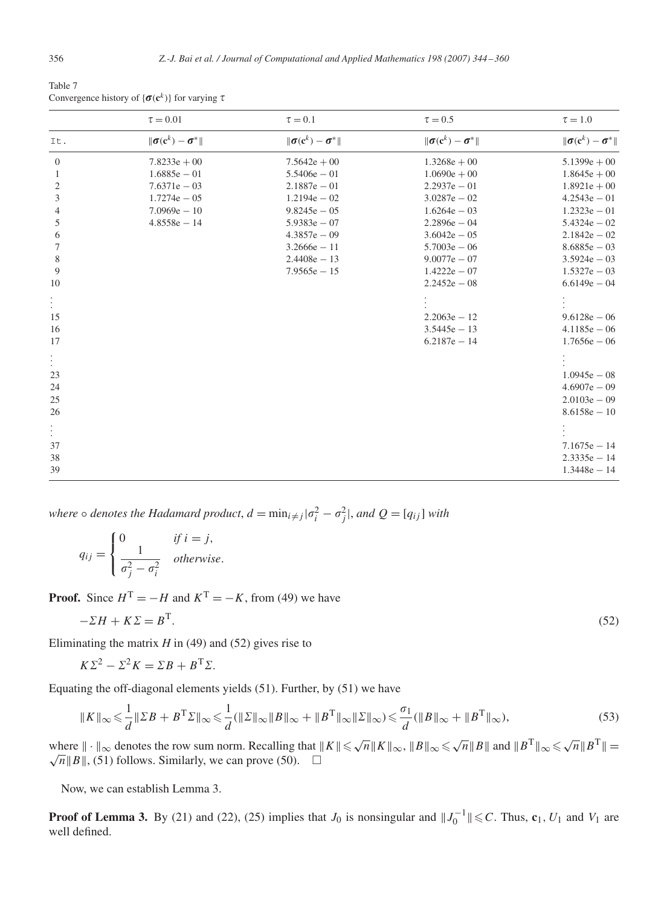Table 7
Convergence history of $\{\boldsymbol{\sigma}(\mathbf{c}^k)\}$ for varying $\tau$

| | $\tau = 0.01$ | $\tau = 0.1$ | $\tau = 0.5$ | $\tau = 1.0$ |
|---|---|---|---|---|
| It. | $\Vert\boldsymbol{\sigma}(\mathbf{c}^k) - \boldsymbol{\sigma}^*\Vert$ | $\Vert\boldsymbol{\sigma}(\mathbf{c}^k) - \boldsymbol{\sigma}^*\Vert$ | $\Vert\boldsymbol{\sigma}(\mathbf{c}^k) - \boldsymbol{\sigma}^*\Vert$ | $\Vert\boldsymbol{\sigma}(\mathbf{c}^k) - \boldsymbol{\sigma}^*\Vert$ |
| 0 | 7.8233e + 00 | 7.5642e + 00 | 1.3268e + 00 | 5.1399e + 00 |
| 1 | 1.6885e − 01 | 5.5406e − 01 | 1.0690e + 00 | 1.8645e + 00 |
| 2 | 7.6371e − 03 | 2.1887e − 01 | 2.2937e − 01 | 1.8921e + 00 |
| 3 | 1.7274e − 05 | 1.2194e − 02 | 3.0287e − 02 | 4.2543e − 01 |
| 4 | 7.0969e − 10 | 9.8245e − 05 | 1.6264e − 03 | 1.2323e − 01 |
| 5 | 4.8558e − 14 | 5.9383e − 07 | 2.2896e − 04 | 5.4324e − 02 |
| 6 | | 4.3857e − 09 | 3.6042e − 05 | 2.1842e − 02 |
| 7 | | 3.2666e − 11 | 5.7003e − 06 | 8.6885e − 03 |
| 8 | | 2.4408e − 13 | 9.0077e − 07 | 3.5924e − 03 |
| 9 | | 7.9565e − 15 | 1.4222e − 07 | 1.5327e − 03 |
| 10 | | | 2.2452e − 08 | 6.6149e − 04 |
| ⋮ | | | ⋮ | ⋮ |
| 15 | | | 2.2063e − 12 | 9.6128e − 06 |
| 16 | | | 3.5445e − 13 | 4.1185e − 06 |
| 17 | | | 6.2187e − 14 | 1.7656e − 06 |
| ⋮ | | | | ⋮ |
| 23 | | | | 1.0945e − 08 |
| 24 | | | | 4.6907e − 09 |
| 25 | | | | 2.0103e − 09 |
| 26 | | | | 8.6158e − 10 |
| ⋮ | | | | ⋮ |
| 37 | | | | 7.1675e − 14 |
| 38 | | | | 2.3335e − 14 |
| 39 | | | | 1.3448e − 14 |

*where $\circ$ denotes the Hadamard product, $d = \min_{i \neq j} |\sigma_i^2 - \sigma_j^2|$, and $Q = [q_{ij}]$ with*

$$q_{ij} = \begin{cases} 0 & \text{if } i = j, \\ \dfrac{1}{\sigma_j^2 - \sigma_i^2} & \text{otherwise}. \end{cases}$$

**Proof.** Since $H^{\mathrm{T}} = -H$ and $K^{\mathrm{T}} = -K$, from (49) we have

$$-\Sigma H + K\Sigma = B^{\mathrm{T}}. \tag{52}$$

Eliminating the matrix $H$ in (49) and (52) gives rise to

$$K\Sigma^2 - \Sigma^2 K = \Sigma B + B^{\mathrm{T}}\Sigma.$$

Equating the off-diagonal elements yields (51). Further, by (51) we have

$$\|K\|_\infty \leqslant \frac{1}{d}\|\Sigma B + B^{\mathrm{T}}\Sigma\|_\infty \leqslant \frac{1}{d}(\|\Sigma\|_\infty \|B\|_\infty + \|B^{\mathrm{T}}\|_\infty \|\Sigma\|_\infty) \leqslant \frac{\sigma_1}{d}(\|B\|_\infty + \|B^{\mathrm{T}}\|_\infty), \tag{53}$$

where $\|\cdot\|_\infty$ denotes the row sum norm. Recalling that $\|K\| \leqslant \sqrt{n}\|K\|_\infty$, $\|B\|_\infty \leqslant \sqrt{n}\|B\|$ and $\|B^{\mathrm{T}}\|_\infty \leqslant \sqrt{n}\|B^{\mathrm{T}}\| = \sqrt{n}\|B\|$, (51) follows. Similarly, we can prove (50). $\square$

Now, we can establish Lemma 3.

**Proof of Lemma 3.** By (21) and (22), (25) implies that $J_0$ is nonsingular and $\|J_0^{-1}\| \leqslant C$. Thus, $\mathbf{c}_1$, $U_1$ and $V_1$ are well defined.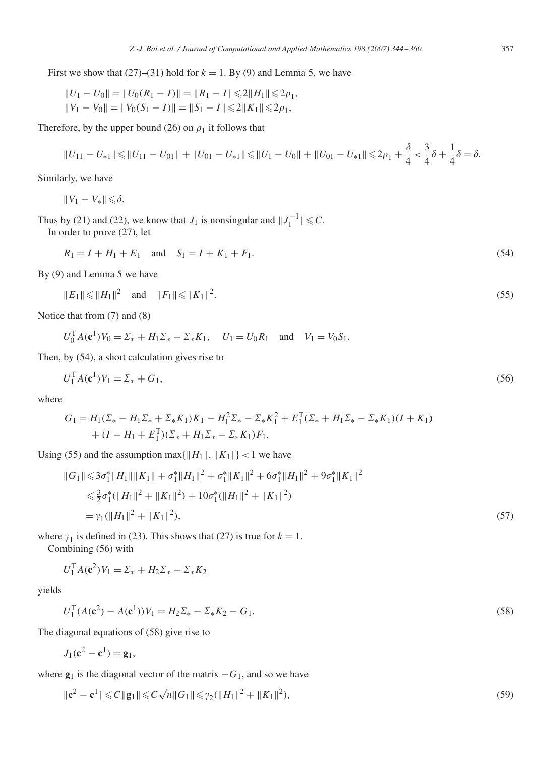First we show that (27)–(31) hold for $k=1$. By (9) and Lemma 5, we have

$$\|U_1 - U_0\| = \|U_0(R_1 - I)\| = \|R_1 - I\| \leqslant 2\|H_1\| \leqslant 2\rho_1,$$
$$\|V_1 - V_0\| = \|V_0(S_1 - I)\| = \|S_1 - I\| \leqslant 2\|K_1\| \leqslant 2\rho_1,$$

Therefore, by the upper bound (26) on $\rho_1$ it follows that

$$\|U_{11} - U_{*1}\| \leqslant \|U_{11} - U_{01}\| + \|U_{01} - U_{*1}\| \leqslant \|U_1 - U_0\| + \|U_{01} - U_{*1}\| \leqslant 2\rho_1 + \frac{\delta}{4} < \frac{3}{4}\delta + \frac{1}{4}\delta = \delta.$$

Similarly, we have

$$\|V_1 - V_*\| \leqslant \delta.$$

Thus by (21) and (22), we know that $J_1$ is nonsingular and $\|J_1^{-1}\| \leqslant C$.

In order to prove (27), let

$$R_1 = I + H_1 + E_1 \quad \text{and} \quad S_1 = I + K_1 + F_1. \tag{54}$$

By (9) and Lemma 5 we have

$$\|E_1\| \leqslant \|H_1\|^2 \quad \text{and} \quad \|F_1\| \leqslant \|K_1\|^2. \tag{55}$$

Notice that from (7) and (8)

$$U_0^{\mathrm{T}} A(\mathbf{c}^1) V_0 = \Sigma_* + H_1\Sigma_* - \Sigma_* K_1, \quad U_1 = U_0 R_1 \quad \text{and} \quad V_1 = V_0 S_1.$$

Then, by (54), a short calculation gives rise to

$$U_1^{\mathrm{T}} A(\mathbf{c}^1) V_1 = \Sigma_* + G_1, \tag{56}$$

where

$$G_1 = H_1(\Sigma_* - H_1\Sigma_* + \Sigma_* K_1)K_1 - H_1^2\Sigma_* - \Sigma_* K_1^2 + E_1^{\mathrm{T}}(\Sigma_* + H_1\Sigma_* - \Sigma_* K_1)(I + K_1)$$
$$+ (I - H_1 + E_1^{\mathrm{T}})(\Sigma_* + H_1\Sigma_* - \Sigma_* K_1)F_1.$$

Using (55) and the assumption $\max\{\|H_1\|, \|K_1\|\} < 1$ we have

$$\begin{aligned}
\|G_1\| &\leqslant 3\sigma_1^*\|H_1\|\|K_1\| + \sigma_1^*\|H_1\|^2 + \sigma_1^*\|K_1\|^2 + 6\sigma_1^*\|H_1\|^2 + 9\sigma_1^*\|K_1\|^2 \\
&\leqslant \tfrac{3}{2}\sigma_1^*(\|H_1\|^2 + \|K_1\|^2) + 10\sigma_1^*(\|H_1\|^2 + \|K_1\|^2) \\
&= \gamma_1(\|H_1\|^2 + \|K_1\|^2),
\end{aligned} \tag{57}$$

where $\gamma_1$ is defined in (23). This shows that (27) is true for $k=1$.

Combining (56) with

$$U_1^{\mathrm{T}} A(\mathbf{c}^2) V_1 = \Sigma_* + H_2\Sigma_* - \Sigma_* K_2$$

yields

$$U_1^{\mathrm{T}}(A(\mathbf{c}^2) - A(\mathbf{c}^1))V_1 = H_2\Sigma_* - \Sigma_* K_2 - G_1. \tag{58}$$

The diagonal equations of (58) give rise to

$$J_1(\mathbf{c}^2 - \mathbf{c}^1) = \mathbf{g}_1,$$

where $\mathbf{g}_1$ is the diagonal vector of the matrix $-G_1$, and so we have

$$\|\mathbf{c}^2 - \mathbf{c}^1\| \leqslant C\|\mathbf{g}_1\| \leqslant C\sqrt{n}\|G_1\| \leqslant \gamma_2(\|H_1\|^2 + \|K_1\|^2), \tag{59}$$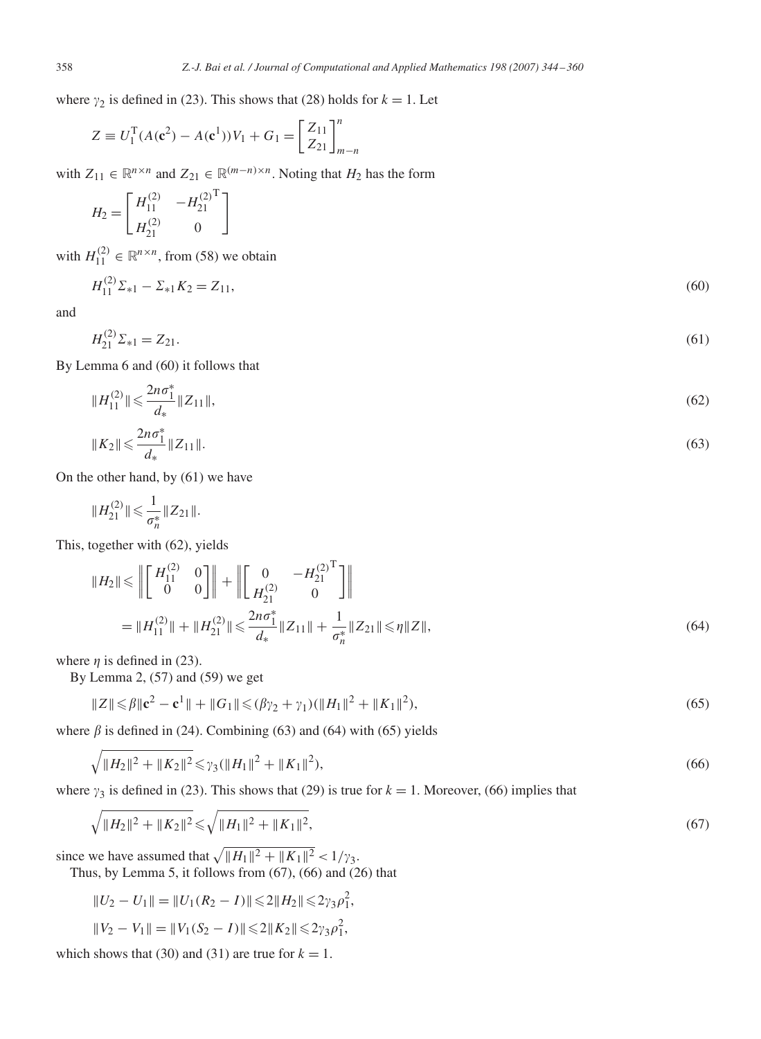where $\gamma_2$ is defined in (23). This shows that (28) holds for $k = 1$. Let

$$Z \equiv U_1^{\mathrm{T}}(A(\mathbf{c}^2) - A(\mathbf{c}^1))V_1 + G_1 = \begin{bmatrix} Z_{11} \\ Z_{21} \end{bmatrix}_{m-n}^{n}$$

with $Z_{11} \in \mathbb{R}^{n\times n}$ and $Z_{21} \in \mathbb{R}^{(m-n)\times n}$. Noting that $H_2$ has the form

$$H_2 = \begin{bmatrix} H_{11}^{(2)} & -H_{21}^{(2)\mathrm{T}} \\ H_{21}^{(2)} & 0 \end{bmatrix}$$

with $H_{11}^{(2)} \in \mathbb{R}^{n\times n}$, from (58) we obtain

$$H_{11}^{(2)}\Sigma_{*1} - \Sigma_{*1}K_2 = Z_{11}, \tag{60}$$

and

$$H_{21}^{(2)}\Sigma_{*1} = Z_{21}. \tag{61}$$

By Lemma 6 and (60) it follows that

$$\|H_{11}^{(2)}\| \leqslant \frac{2n\sigma_1^*}{d_*}\|Z_{11}\|, \tag{62}$$

$$\|K_2\| \leqslant \frac{2n\sigma_1^*}{d_*}\|Z_{11}\|. \tag{63}$$

On the other hand, by (61) we have

$$\|H_{21}^{(2)}\| \leqslant \frac{1}{\sigma_n^*}\|Z_{21}\|.$$

This, together with (62), yields

$$\begin{aligned}\|H_2\| &\leqslant \left\|\begin{bmatrix} H_{11}^{(2)} & 0 \\ 0 & 0 \end{bmatrix}\right\| + \left\|\begin{bmatrix} 0 & -H_{21}^{(2)\mathrm{T}} \\ H_{21}^{(2)} & 0 \end{bmatrix}\right\| \\ &= \|H_{11}^{(2)}\| + \|H_{21}^{(2)}\| \leqslant \frac{2n\sigma_1^*}{d_*}\|Z_{11}\| + \frac{1}{\sigma_n^*}\|Z_{21}\| \leqslant \eta\|Z\|,\end{aligned} \tag{64}$$

where $\eta$ is defined in (23).

By Lemma 2, (57) and (59) we get

$$\|Z\| \leqslant \beta\|\mathbf{c}^2 - \mathbf{c}^1\| + \|G_1\| \leqslant (\beta\gamma_2 + \gamma_1)(\|H_1\|^2 + \|K_1\|^2), \tag{65}$$

where $\beta$ is defined in (24). Combining (63) and (64) with (65) yields

$$\sqrt{\|H_2\|^2 + \|K_2\|^2} \leqslant \gamma_3(\|H_1\|^2 + \|K_1\|^2), \tag{66}$$

where $\gamma_3$ is defined in (23). This shows that (29) is true for $k = 1$. Moreover, (66) implies that

$$\sqrt{\|H_2\|^2 + \|K_2\|^2} \leqslant \sqrt{\|H_1\|^2 + \|K_1\|^2}, \tag{67}$$

since we have assumed that $\sqrt{\|H_1\|^2 + \|K_1\|^2} < 1/\gamma_3$.

Thus, by Lemma 5, it follows from (67), (66) and (26) that

$$\|U_2 - U_1\| = \|U_1(R_2 - I)\| \leqslant 2\|H_2\| \leqslant 2\gamma_3\rho_1^2,$$

$$\|V_2 - V_1\| = \|V_1(S_2 - I)\| \leqslant 2\|K_2\| \leqslant 2\gamma_3\rho_1^2,$$

which shows that (30) and (31) are true for $k = 1$.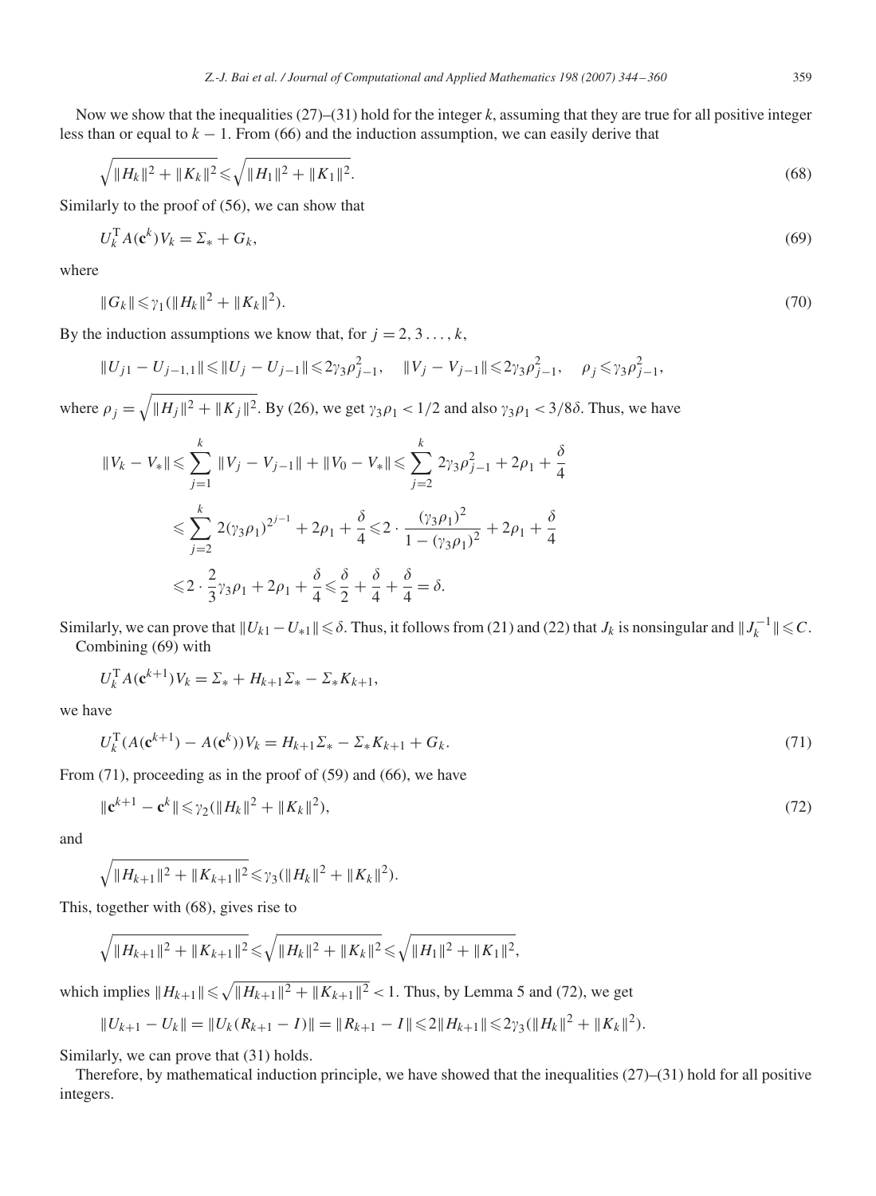Now we show that the inequalities (27)–(31) hold for the integer $k$, assuming that they are true for all positive integer less than or equal to $k-1$. From (66) and the induction assumption, we can easily derive that

$$\sqrt{\|H_k\|^2 + \|K_k\|^2} \leqslant \sqrt{\|H_1\|^2 + \|K_1\|^2}. \tag{68}$$

Similarly to the proof of (56), we can show that

$$U_k^{\mathrm{T}} A(\mathbf{c}^k) V_k = \Sigma_* + G_k, \tag{69}$$

where

$$\|G_k\| \leqslant \gamma_1 (\|H_k\|^2 + \|K_k\|^2). \tag{70}$$

By the induction assumptions we know that, for $j = 2, 3 \ldots, k$,

$$\|U_{j1} - U_{j-1,1}\| \leqslant \|U_j - U_{j-1}\| \leqslant 2\gamma_3 \rho_{j-1}^2, \quad \|V_j - V_{j-1}\| \leqslant 2\gamma_3 \rho_{j-1}^2, \quad \rho_j \leqslant \gamma_3 \rho_{j-1}^2,$$

where $\rho_j = \sqrt{\|H_j\|^2 + \|K_j\|^2}$. By (26), we get $\gamma_3 \rho_1 < 1/2$ and also $\gamma_3 \rho_1 < 3/8\delta$. Thus, we have

$$\begin{aligned}
\|V_k - V_*\| &\leqslant \sum_{j=1}^{k} \|V_j - V_{j-1}\| + \|V_0 - V_*\| \leqslant \sum_{j=2}^{k} 2\gamma_3 \rho_{j-1}^2 + 2\rho_1 + \frac{\delta}{4} \\
&\leqslant \sum_{j=2}^{k} 2(\gamma_3 \rho_1)^{2^{j-1}} + 2\rho_1 + \frac{\delta}{4} \leqslant 2 \cdot \frac{(\gamma_3 \rho_1)^2}{1 - (\gamma_3 \rho_1)^2} + 2\rho_1 + \frac{\delta}{4} \\
&\leqslant 2 \cdot \frac{2}{3} \gamma_3 \rho_1 + 2\rho_1 + \frac{\delta}{4} \leqslant \frac{\delta}{2} + \frac{\delta}{4} + \frac{\delta}{4} = \delta.
\end{aligned}$$

Similarly, we can prove that $\|U_{k1} - U_{*1}\| \leqslant \delta$. Thus, it follows from (21) and (22) that $J_k$ is nonsingular and $\|J_k^{-1}\| \leqslant C$.

Combining (69) with

$$U_k^{\mathrm{T}} A(\mathbf{c}^{k+1}) V_k = \Sigma_* + H_{k+1} \Sigma_* - \Sigma_* K_{k+1},$$

we have

$$U_k^{\mathrm{T}} (A(\mathbf{c}^{k+1}) - A(\mathbf{c}^k)) V_k = H_{k+1} \Sigma_* - \Sigma_* K_{k+1} + G_k. \tag{71}$$

From (71), proceeding as in the proof of (59) and (66), we have

$$\|\mathbf{c}^{k+1} - \mathbf{c}^k\| \leqslant \gamma_2 (\|H_k\|^2 + \|K_k\|^2), \tag{72}$$

and

$$\sqrt{\|H_{k+1}\|^2 + \|K_{k+1}\|^2} \leqslant \gamma_3 (\|H_k\|^2 + \|K_k\|^2).$$

This, together with (68), gives rise to

$$\sqrt{\|H_{k+1}\|^2 + \|K_{k+1}\|^2} \leqslant \sqrt{\|H_k\|^2 + \|K_k\|^2} \leqslant \sqrt{\|H_1\|^2 + \|K_1\|^2},$$

which implies $\|H_{k+1}\| \leqslant \sqrt{\|H_{k+1}\|^2 + \|K_{k+1}\|^2} < 1$. Thus, by Lemma 5 and (72), we get

$$\|U_{k+1} - U_k\| = \|U_k (R_{k+1} - I)\| = \|R_{k+1} - I\| \leqslant 2\|H_{k+1}\| \leqslant 2\gamma_3 (\|H_k\|^2 + \|K_k\|^2).$$

Similarly, we can prove that (31) holds.

Therefore, by mathematical induction principle, we have showed that the inequalities (27)–(31) hold for all positive integers.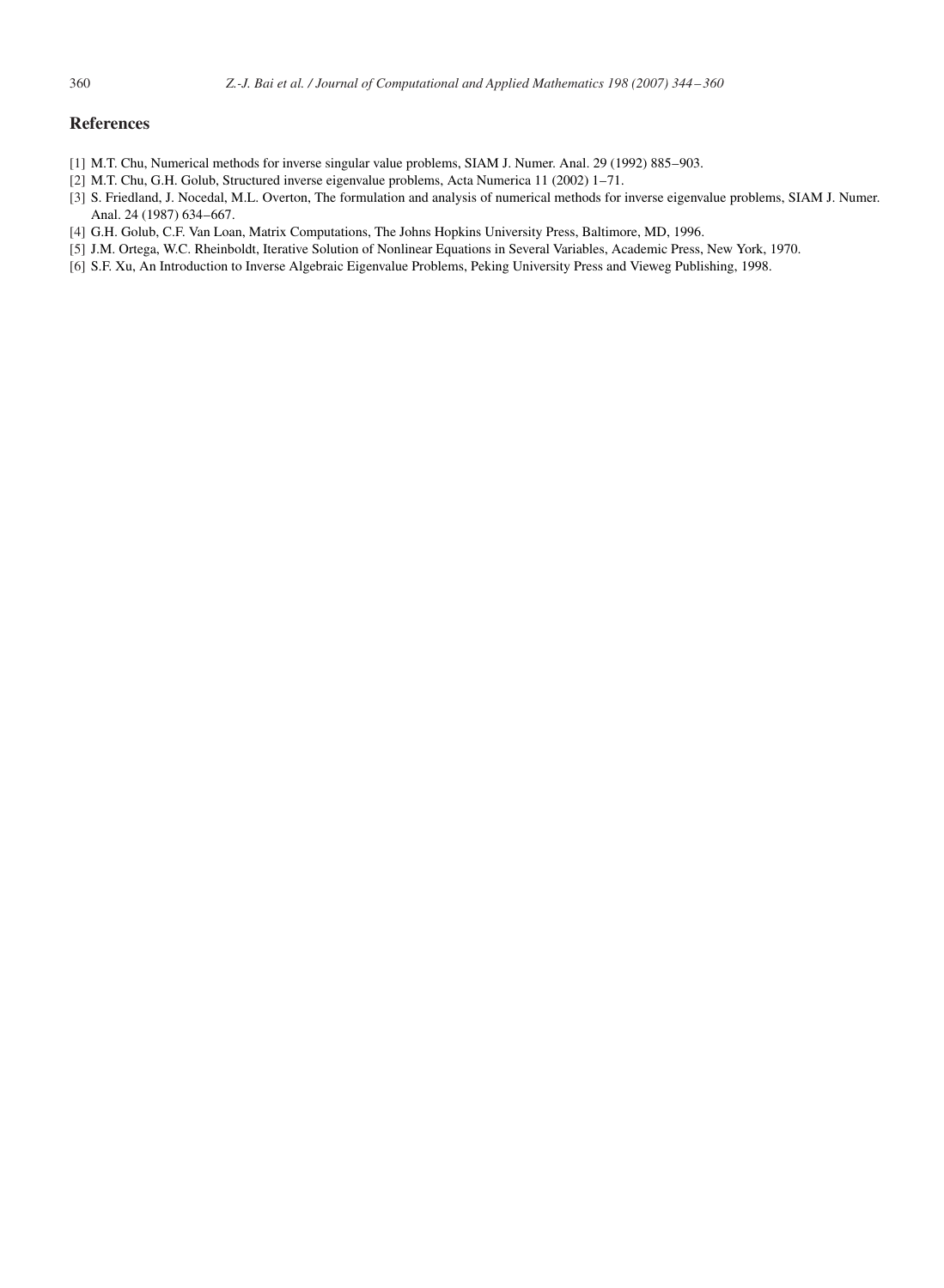## References

[1] M.T. Chu, Numerical methods for inverse singular value problems, SIAM J. Numer. Anal. 29 (1992) 885–903.

[2] M.T. Chu, G.H. Golub, Structured inverse eigenvalue problems, Acta Numerica 11 (2002) 1–71.

[3] S. Friedland, J. Nocedal, M.L. Overton, The formulation and analysis of numerical methods for inverse eigenvalue problems, SIAM J. Numer. Anal. 24 (1987) 634–667.

[4] G.H. Golub, C.F. Van Loan, Matrix Computations, The Johns Hopkins University Press, Baltimore, MD, 1996.

[5] J.M. Ortega, W.C. Rheinboldt, Iterative Solution of Nonlinear Equations in Several Variables, Academic Press, New York, 1970.

[6] S.F. Xu, An Introduction to Inverse Algebraic Eigenvalue Problems, Peking University Press and Vieweg Publishing, 1998.